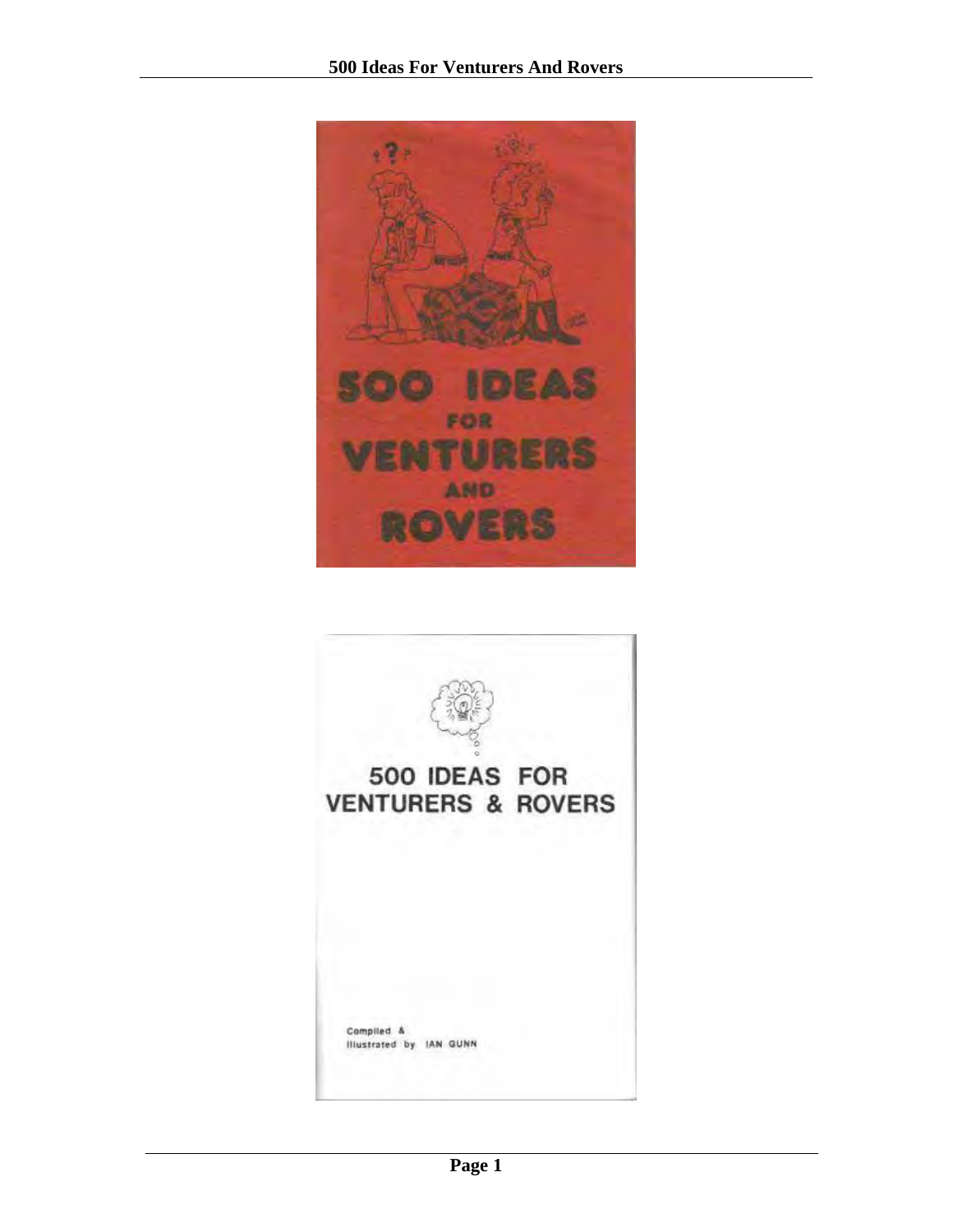# 500 IDEAS FOR VENTURERS AND ROVERS

# 500 IDEAS FOR VENTURERS & ROVERS

Compiled &
Illustrated by IAN GUNN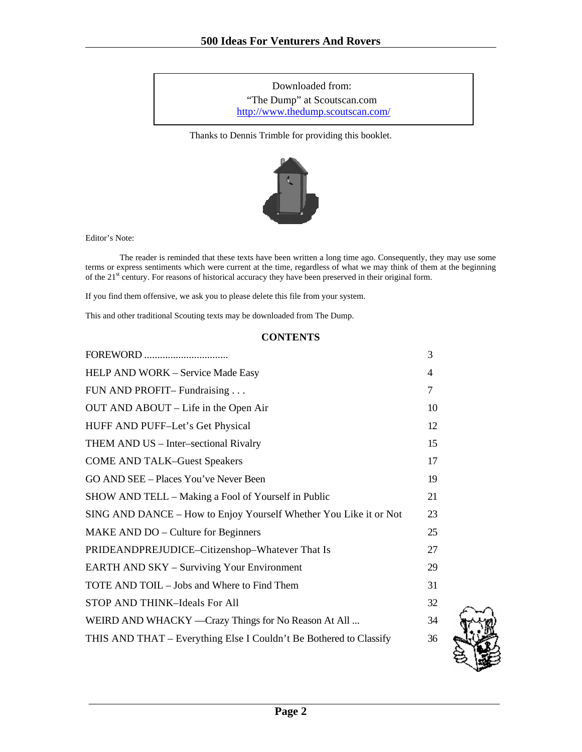Downloaded from:
"The Dump" at Scoutscan.com
http://www.thedump.scoutscan.com/

Thanks to Dennis Trimble for providing this booklet.

Editor's Note:

The reader is reminded that these texts have been written a long time ago. Consequently, they may use some terms or express sentiments which were current at the time, regardless of what we may think of them at the beginning of the 21st century. For reasons of historical accuracy they have been preserved in their original form.

If you find them offensive, we ask you to please delete this file from your system.

This and other traditional Scouting texts may be downloaded from The Dump.

## CONTENTS

| | |
|---|---|
| FOREWORD ............................... | 3 |
| HELP AND WORK – Service Made Easy | 4 |
| FUN AND PROFIT– Fundraising . . . | 7 |
| OUT AND ABOUT – Life in the Open Air | 10 |
| HUFF AND PUFF–Let's Get Physical | 12 |
| THEM AND US – Inter–sectional Rivalry | 15 |
| COME AND TALK–Guest Speakers | 17 |
| GO AND SEE – Places You've Never Been | 19 |
| SHOW AND TELL – Making a Fool of Yourself in Public | 21 |
| SING AND DANCE – How to Enjoy Yourself Whether You Like it or Not | 23 |
| MAKE AND DO – Culture for Beginners | 25 |
| PRIDEANDPREJUDICE–Citizenshop–Whatever That Is | 27 |
| EARTH AND SKY – Surviving Your Environment | 29 |
| TOTE AND TOIL – Jobs and Where to Find Them | 31 |
| STOP AND THINK–Ideals For All | 32 |
| WEIRD AND WHACKY —Crazy Things for No Reason At All ... | 34 |
| THIS AND THAT – Everything Else I Couldn't Be Bothered to Classify | 36 |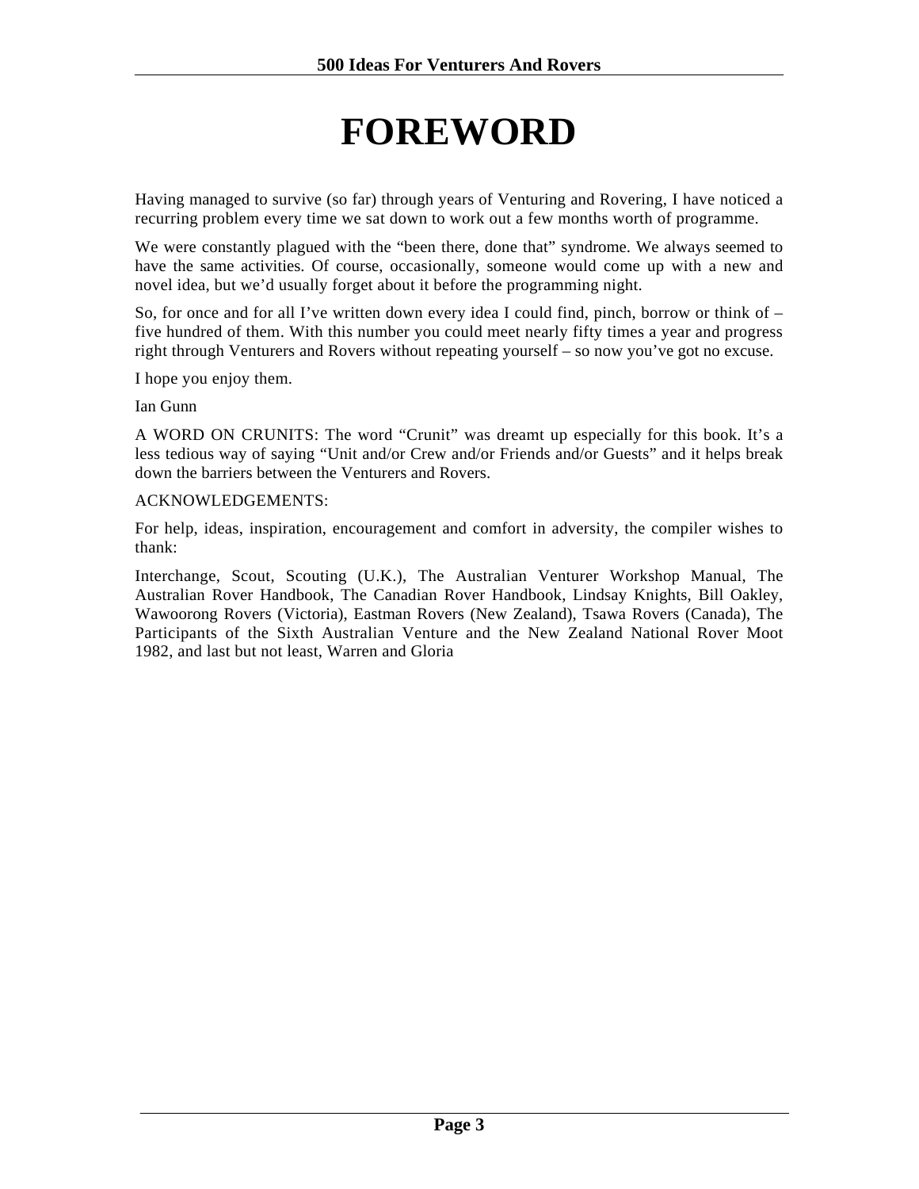# FOREWORD

Having managed to survive (so far) through years of Venturing and Rovering, I have noticed a recurring problem every time we sat down to work out a few months worth of programme.

We were constantly plagued with the "been there, done that" syndrome. We always seemed to have the same activities. Of course, occasionally, someone would come up with a new and novel idea, but we'd usually forget about it before the programming night.

So, for once and for all I've written down every idea I could find, pinch, borrow or think of – five hundred of them. With this number you could meet nearly fifty times a year and progress right through Venturers and Rovers without repeating yourself – so now you've got no excuse.

I hope you enjoy them.

Ian Gunn

A WORD ON CRUNITS: The word "Crunit" was dreamt up especially for this book. It's a less tedious way of saying "Unit and/or Crew and/or Friends and/or Guests" and it helps break down the barriers between the Venturers and Rovers.

ACKNOWLEDGEMENTS:

For help, ideas, inspiration, encouragement and comfort in adversity, the compiler wishes to thank:

Interchange, Scout, Scouting (U.K.), The Australian Venturer Workshop Manual, The Australian Rover Handbook, The Canadian Rover Handbook, Lindsay Knights, Bill Oakley, Wawoorong Rovers (Victoria), Eastman Rovers (New Zealand), Tsawa Rovers (Canada), The Participants of the Sixth Australian Venture and the New Zealand National Rover Moot 1982, and last but not least, Warren and Gloria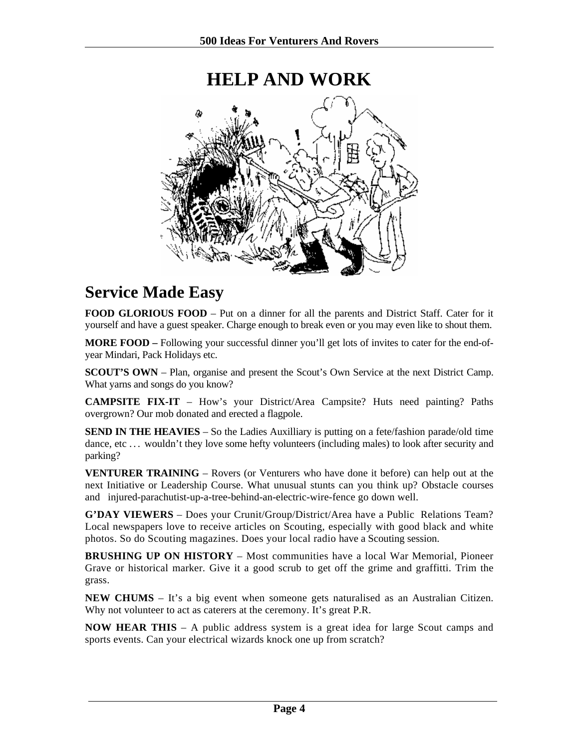# HELP AND WORK

## Service Made Easy

**FOOD GLORIOUS FOOD** – Put on a dinner for all the parents and District Staff. Cater for it yourself and have a guest speaker. Charge enough to break even or you may even like to shout them.

**MORE FOOD –** Following your successful dinner you'll get lots of invites to cater for the end-of-year Mindari, Pack Holidays etc.

**SCOUT'S OWN** – Plan, organise and present the Scout's Own Service at the next District Camp. What yarns and songs do you know?

**CAMPSITE FIX-IT** – How's your District/Area Campsite? Huts need painting? Paths overgrown? Our mob donated and erected a flagpole.

**SEND IN THE HEAVIES** – So the Ladies Auxilliary is putting on a fete/fashion parade/old time dance, etc ... wouldn't they love some hefty volunteers (including males) to look after security and parking?

**VENTURER TRAINING** – Rovers (or Venturers who have done it before) can help out at the next Initiative or Leadership Course. What unusual stunts can you think up? Obstacle courses and injured-parachutist-up-a-tree-behind-an-electric-wire-fence go down well.

**G'DAY VIEWERS** – Does your Crunit/Group/District/Area have a Public Relations Team? Local newspapers love to receive articles on Scouting, especially with good black and white photos. So do Scouting magazines. Does your local radio have a Scouting session.

**BRUSHING UP ON HISTORY** – Most communities have a local War Memorial, Pioneer Grave or historical marker. Give it a good scrub to get off the grime and graffitti. Trim the grass.

**NEW CHUMS** – It's a big event when someone gets naturalised as an Australian Citizen. Why not volunteer to act as caterers at the ceremony. It's great P.R.

**NOW HEAR THIS** – A public address system is a great idea for large Scout camps and sports events. Can your electrical wizards knock one up from scratch?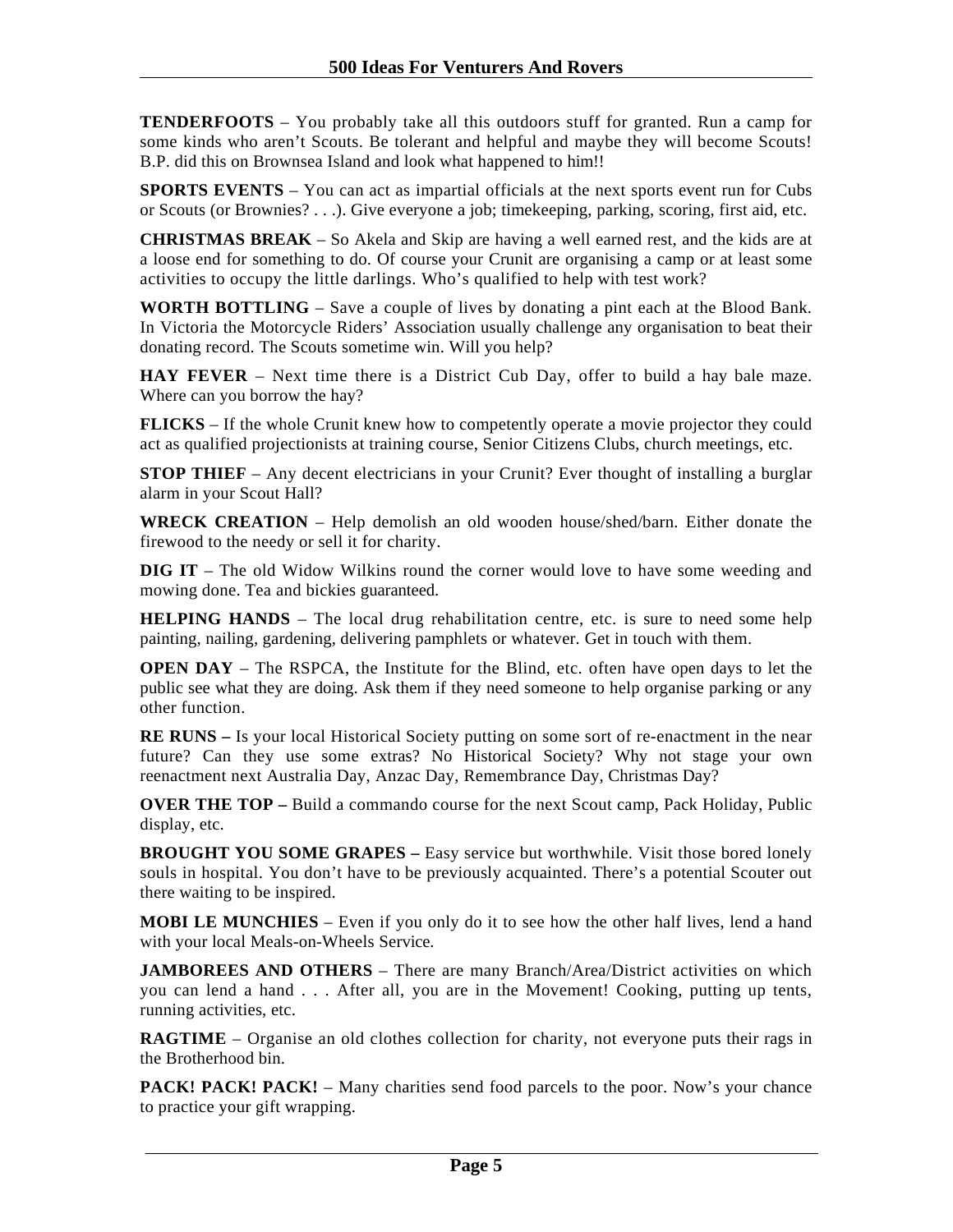**TENDERFOOTS** – You probably take all this outdoors stuff for granted. Run a camp for some kinds who aren't Scouts. Be tolerant and helpful and maybe they will become Scouts! B.P. did this on Brownsea Island and look what happened to him!!

**SPORTS EVENTS** – You can act as impartial officials at the next sports event run for Cubs or Scouts (or Brownies? . . .). Give everyone a job; timekeeping, parking, scoring, first aid, etc.

**CHRISTMAS BREAK** – So Akela and Skip are having a well earned rest, and the kids are at a loose end for something to do. Of course your Crunit are organising a camp or at least some activities to occupy the little darlings. Who's qualified to help with test work?

**WORTH BOTTLING** – Save a couple of lives by donating a pint each at the Blood Bank. In Victoria the Motorcycle Riders' Association usually challenge any organisation to beat their donating record. The Scouts sometime win. Will you help?

**HAY FEVER** – Next time there is a District Cub Day, offer to build a hay bale maze. Where can you borrow the hay?

**FLICKS** – If the whole Crunit knew how to competently operate a movie projector they could act as qualified projectionists at training course, Senior Citizens Clubs, church meetings, etc.

**STOP THIEF** – Any decent electricians in your Crunit? Ever thought of installing a burglar alarm in your Scout Hall?

**WRECK CREATION** – Help demolish an old wooden house/shed/barn. Either donate the firewood to the needy or sell it for charity.

**DIG IT** – The old Widow Wilkins round the corner would love to have some weeding and mowing done. Tea and bickies guaranteed.

**HELPING HANDS** – The local drug rehabilitation centre, etc. is sure to need some help painting, nailing, gardening, delivering pamphlets or whatever. Get in touch with them.

**OPEN DAY** – The RSPCA, the Institute for the Blind, etc. often have open days to let the public see what they are doing. Ask them if they need someone to help organise parking or any other function.

**RE RUNS –** Is your local Historical Society putting on some sort of re-enactment in the near future? Can they use some extras? No Historical Society? Why not stage your own reenactment next Australia Day, Anzac Day, Remembrance Day, Christmas Day?

**OVER THE TOP –** Build a commando course for the next Scout camp, Pack Holiday, Public display, etc.

**BROUGHT YOU SOME GRAPES –** Easy service but worthwhile. Visit those bored lonely souls in hospital. You don't have to be previously acquainted. There's a potential Scouter out there waiting to be inspired.

**MOBI LE MUNCHIES** – Even if you only do it to see how the other half lives, lend a hand with your local Meals-on-Wheels Service.

**JAMBOREES AND OTHERS** – There are many Branch/Area/District activities on which you can lend a hand . . . After all, you are in the Movement! Cooking, putting up tents, running activities, etc.

**RAGTIME** – Organise an old clothes collection for charity, not everyone puts their rags in the Brotherhood bin.

**PACK! PACK! PACK!** – Many charities send food parcels to the poor. Now's your chance to practice your gift wrapping.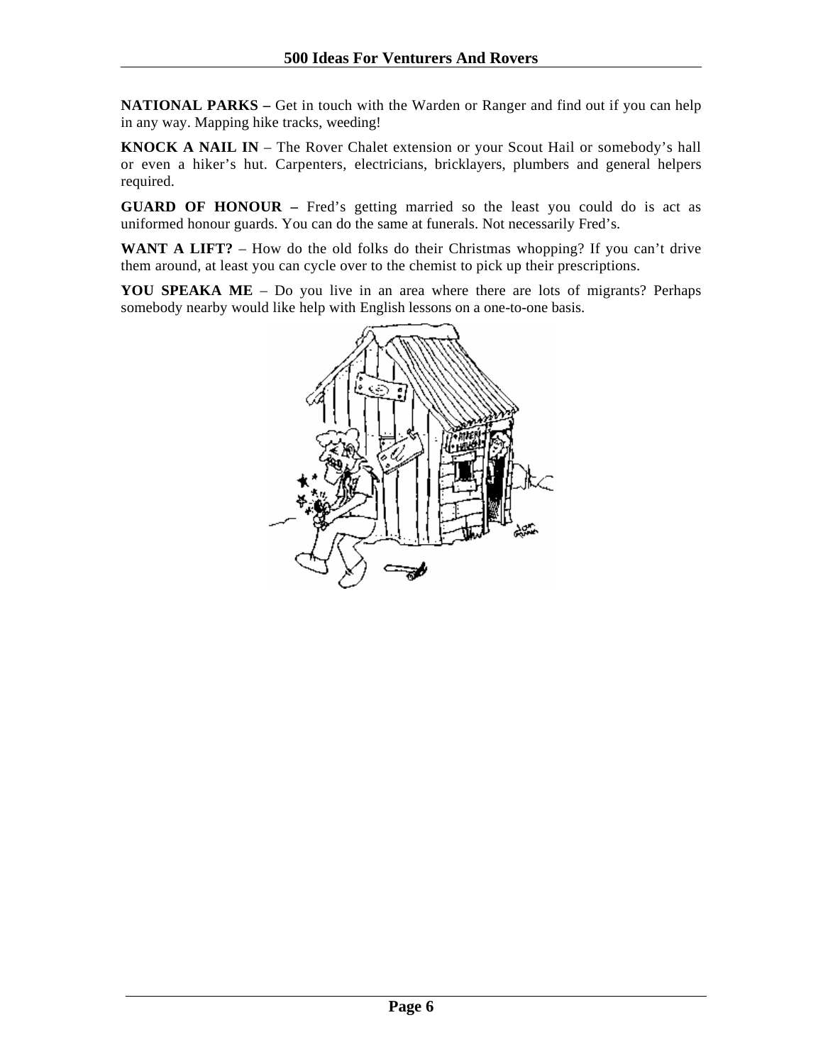**NATIONAL PARKS –** Get in touch with the Warden or Ranger and find out if you can help in any way. Mapping hike tracks, weeding!

**KNOCK A NAIL IN** – The Rover Chalet extension or your Scout Hail or somebody's hall or even a hiker's hut. Carpenters, electricians, bricklayers, plumbers and general helpers required.

**GUARD OF HONOUR –** Fred's getting married so the least you could do is act as uniformed honour guards. You can do the same at funerals. Not necessarily Fred's.

**WANT A LIFT?** – How do the old folks do their Christmas whopping? If you can't drive them around, at least you can cycle over to the chemist to pick up their prescriptions.

**YOU SPEAKA ME** – Do you live in an area where there are lots of migrants? Perhaps somebody nearby would like help with English lessons on a one-to-one basis.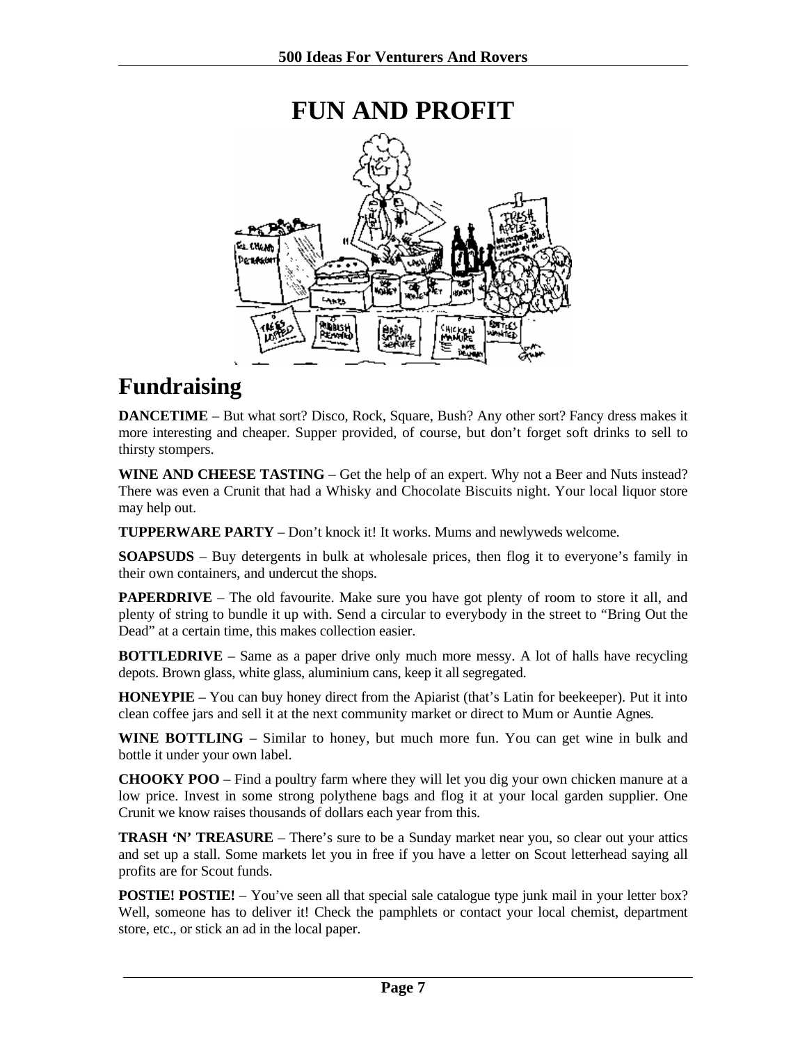# FUN AND PROFIT

## Fundraising

**DANCETIME** – But what sort? Disco, Rock, Square, Bush? Any other sort? Fancy dress makes it more interesting and cheaper. Supper provided, of course, but don't forget soft drinks to sell to thirsty stompers.

**WINE AND CHEESE TASTING** – Get the help of an expert. Why not a Beer and Nuts instead? There was even a Crunit that had a Whisky and Chocolate Biscuits night. Your local liquor store may help out.

**TUPPERWARE PARTY** – Don't knock it! It works. Mums and newlyweds welcome.

**SOAPSUDS** – Buy detergents in bulk at wholesale prices, then flog it to everyone's family in their own containers, and undercut the shops.

**PAPERDRIVE** – The old favourite. Make sure you have got plenty of room to store it all, and plenty of string to bundle it up with. Send a circular to everybody in the street to "Bring Out the Dead" at a certain time, this makes collection easier.

**BOTTLEDRIVE** – Same as a paper drive only much more messy. A lot of halls have recycling depots. Brown glass, white glass, aluminium cans, keep it all segregated.

**HONEYPIE** – You can buy honey direct from the Apiarist (that's Latin for beekeeper). Put it into clean coffee jars and sell it at the next community market or direct to Mum or Auntie Agnes.

**WINE BOTTLING** – Similar to honey, but much more fun. You can get wine in bulk and bottle it under your own label.

**CHOOKY POO** – Find a poultry farm where they will let you dig your own chicken manure at a low price. Invest in some strong polythene bags and flog it at your local garden supplier. One Crunit we know raises thousands of dollars each year from this.

**TRASH 'N' TREASURE** – There's sure to be a Sunday market near you, so clear out your attics and set up a stall. Some markets let you in free if you have a letter on Scout letterhead saying all profits are for Scout funds.

**POSTIE! POSTIE!** – You've seen all that special sale catalogue type junk mail in your letter box? Well, someone has to deliver it! Check the pamphlets or contact your local chemist, department store, etc., or stick an ad in the local paper.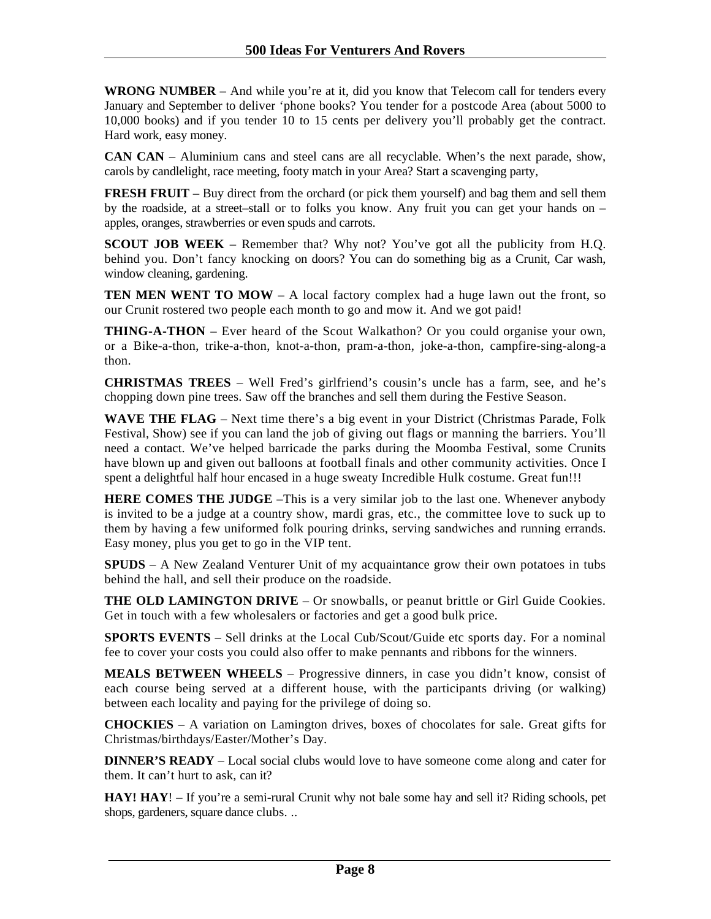**WRONG NUMBER** – And while you're at it, did you know that Telecom call for tenders every January and September to deliver 'phone books? You tender for a postcode Area (about 5000 to 10,000 books) and if you tender 10 to 15 cents per delivery you'll probably get the contract. Hard work, easy money.

**CAN CAN** – Aluminium cans and steel cans are all recyclable. When's the next parade, show, carols by candlelight, race meeting, footy match in your Area? Start a scavenging party,

**FRESH FRUIT** – Buy direct from the orchard (or pick them yourself) and bag them and sell them by the roadside, at a street–stall or to folks you know. Any fruit you can get your hands on – apples, oranges, strawberries or even spuds and carrots.

**SCOUT JOB WEEK** – Remember that? Why not? You've got all the publicity from H.Q. behind you. Don't fancy knocking on doors? You can do something big as a Crunit, Car wash, window cleaning, gardening.

**TEN MEN WENT TO MOW** – A local factory complex had a huge lawn out the front, so our Crunit rostered two people each month to go and mow it. And we got paid!

**THING-A-THON** – Ever heard of the Scout Walkathon? Or you could organise your own, or a Bike-a-thon, trike-a-thon, knot-a-thon, pram-a-thon, joke-a-thon, campfire-sing-along-a thon.

**CHRISTMAS TREES** – Well Fred's girlfriend's cousin's uncle has a farm, see, and he's chopping down pine trees. Saw off the branches and sell them during the Festive Season.

**WAVE THE FLAG** – Next time there's a big event in your District (Christmas Parade, Folk Festival, Show) see if you can land the job of giving out flags or manning the barriers. You'll need a contact. We've helped barricade the parks during the Moomba Festival, some Crunits have blown up and given out balloons at football finals and other community activities. Once I spent a delightful half hour encased in a huge sweaty Incredible Hulk costume. Great fun!!!

**HERE COMES THE JUDGE** –This is a very similar job to the last one. Whenever anybody is invited to be a judge at a country show, mardi gras, etc., the committee love to suck up to them by having a few uniformed folk pouring drinks, serving sandwiches and running errands. Easy money, plus you get to go in the VIP tent.

**SPUDS** – A New Zealand Venturer Unit of my acquaintance grow their own potatoes in tubs behind the hall, and sell their produce on the roadside.

**THE OLD LAMINGTON DRIVE** – Or snowballs, or peanut brittle or Girl Guide Cookies. Get in touch with a few wholesalers or factories and get a good bulk price.

**SPORTS EVENTS** – Sell drinks at the Local Cub/Scout/Guide etc sports day. For a nominal fee to cover your costs you could also offer to make pennants and ribbons for the winners.

**MEALS BETWEEN WHEELS** – Progressive dinners, in case you didn't know, consist of each course being served at a different house, with the participants driving (or walking) between each locality and paying for the privilege of doing so.

**CHOCKIES** – A variation on Lamington drives, boxes of chocolates for sale. Great gifts for Christmas/birthdays/Easter/Mother's Day.

**DINNER'S READY** – Local social clubs would love to have someone come along and cater for them. It can't hurt to ask, can it?

**HAY! HAY**! – If you're a semi-rural Crunit why not bale some hay and sell it? Riding schools, pet shops, gardeners, square dance clubs. ..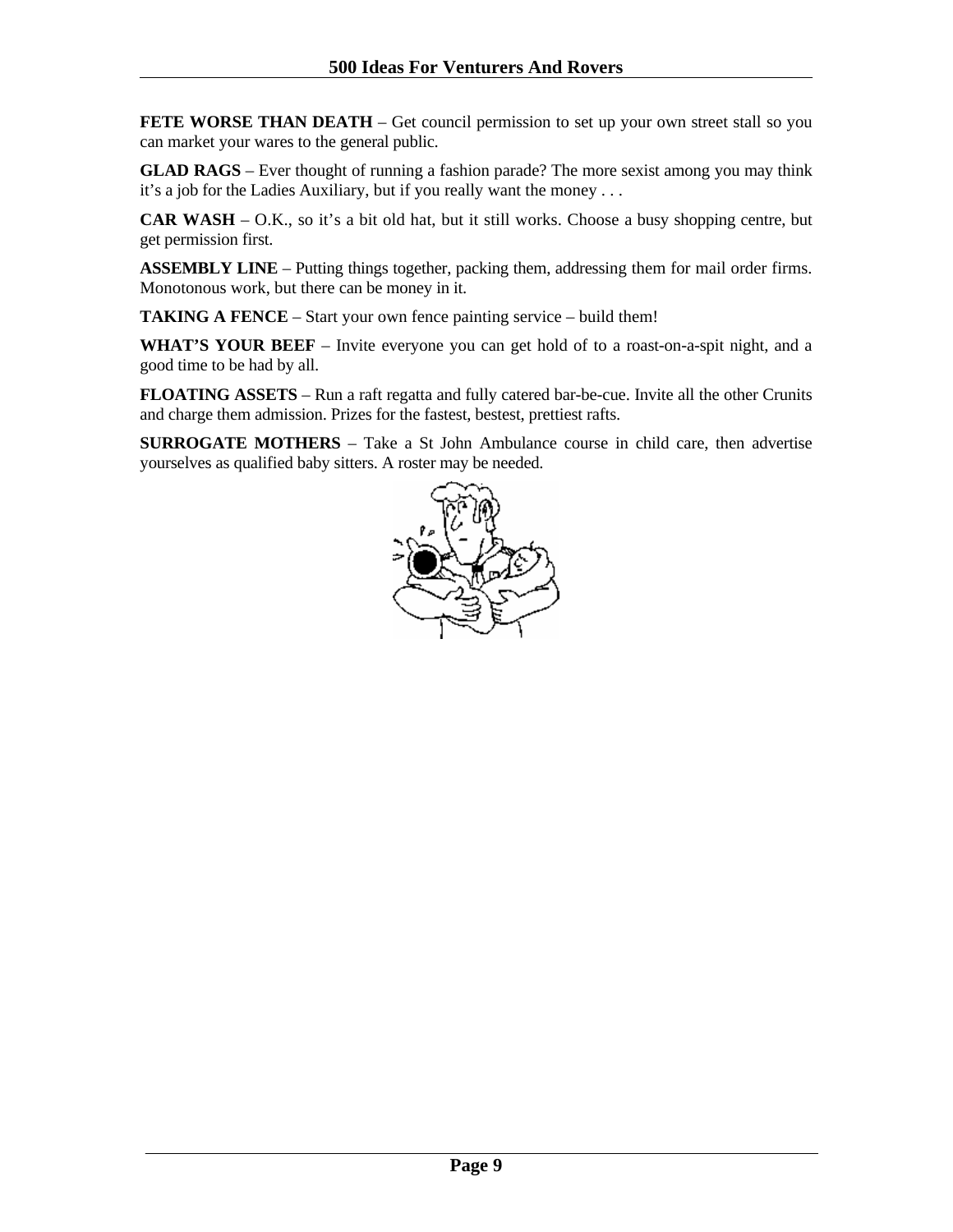**FETE WORSE THAN DEATH** – Get council permission to set up your own street stall so you can market your wares to the general public.

**GLAD RAGS** – Ever thought of running a fashion parade? The more sexist among you may think it's a job for the Ladies Auxiliary, but if you really want the money . . .

**CAR WASH** – O.K., so it's a bit old hat, but it still works. Choose a busy shopping centre, but get permission first.

**ASSEMBLY LINE** – Putting things together, packing them, addressing them for mail order firms. Monotonous work, but there can be money in it.

**TAKING A FENCE** – Start your own fence painting service – build them!

**WHAT'S YOUR BEEF** – Invite everyone you can get hold of to a roast-on-a-spit night, and a good time to be had by all.

**FLOATING ASSETS** – Run a raft regatta and fully catered bar-be-cue. Invite all the other Crunits and charge them admission. Prizes for the fastest, bestest, prettiest rafts.

**SURROGATE MOTHERS** – Take a St John Ambulance course in child care, then advertise yourselves as qualified baby sitters. A roster may be needed.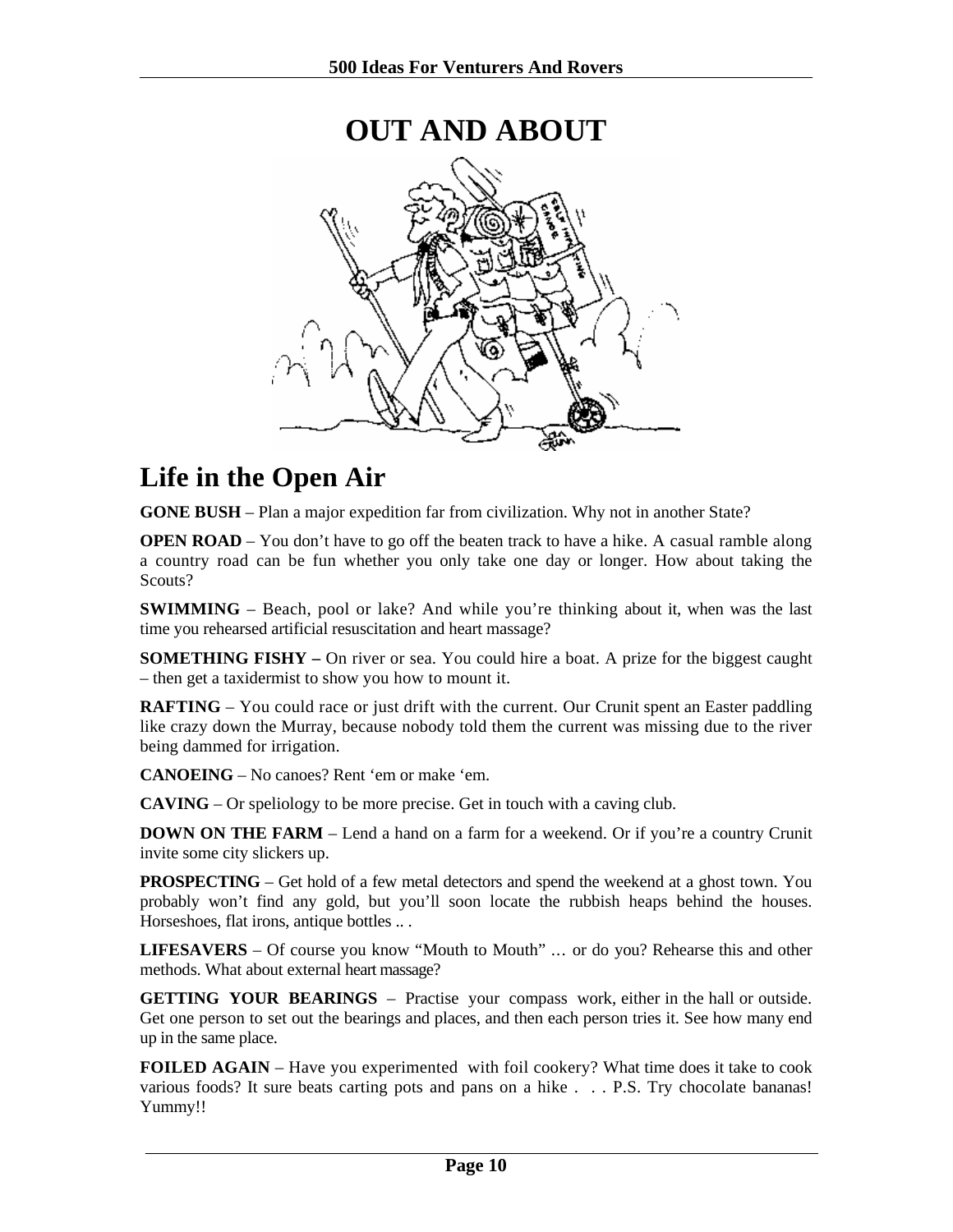# OUT AND ABOUT

## Life in the Open Air

**GONE BUSH** – Plan a major expedition far from civilization. Why not in another State?

**OPEN ROAD** – You don't have to go off the beaten track to have a hike. A casual ramble along a country road can be fun whether you only take one day or longer. How about taking the Scouts?

**SWIMMING** – Beach, pool or lake? And while you're thinking about it, when was the last time you rehearsed artificial resuscitation and heart massage?

**SOMETHING FISHY –** On river or sea. You could hire a boat. A prize for the biggest caught – then get a taxidermist to show you how to mount it.

**RAFTING** – You could race or just drift with the current. Our Crunit spent an Easter paddling like crazy down the Murray, because nobody told them the current was missing due to the river being dammed for irrigation.

**CANOEING** – No canoes? Rent 'em or make 'em.

**CAVING** – Or speliology to be more precise. Get in touch with a caving club.

**DOWN ON THE FARM** – Lend a hand on a farm for a weekend. Or if you're a country Crunit invite some city slickers up.

**PROSPECTING** – Get hold of a few metal detectors and spend the weekend at a ghost town. You probably won't find any gold, but you'll soon locate the rubbish heaps behind the houses. Horseshoes, flat irons, antique bottles .. .

**LIFESAVERS** – Of course you know "Mouth to Mouth" … or do you? Rehearse this and other methods. What about external heart massage?

**GETTING YOUR BEARINGS** – Practise your compass work, either in the hall or outside. Get one person to set out the bearings and places, and then each person tries it. See how many end up in the same place.

**FOILED AGAIN** – Have you experimented with foil cookery? What time does it take to cook various foods? It sure beats carting pots and pans on a hike . . . P.S. Try chocolate bananas! Yummy!!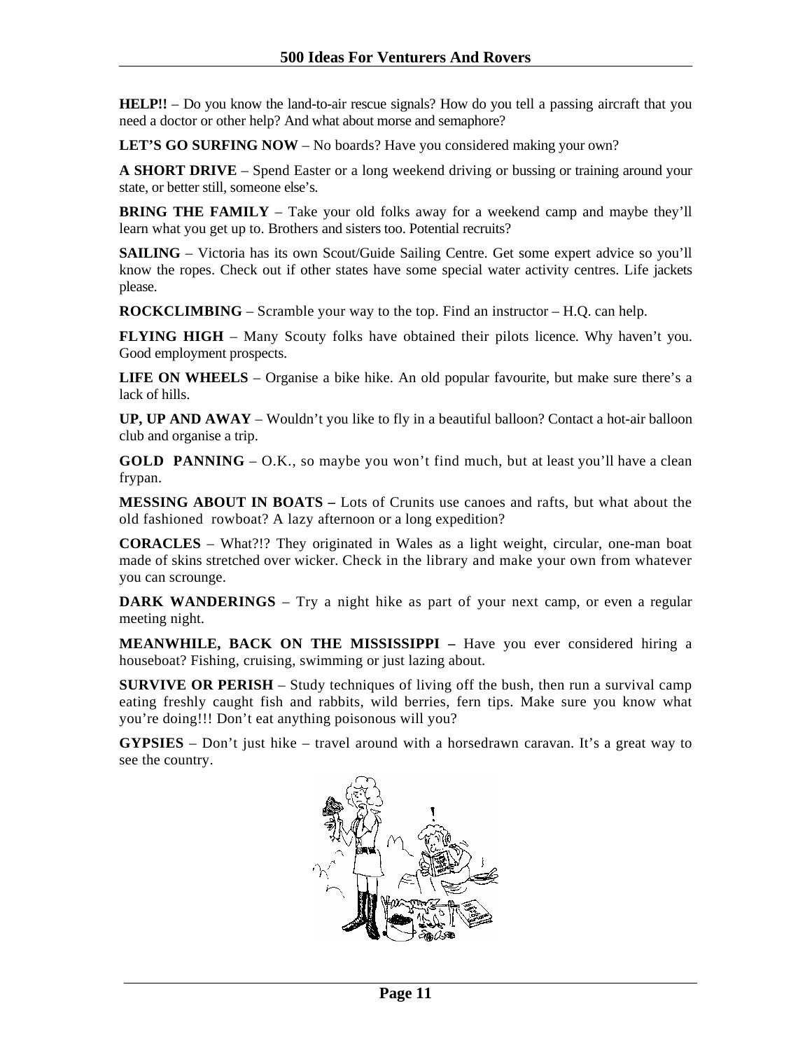**HELP!!** – Do you know the land-to-air rescue signals? How do you tell a passing aircraft that you need a doctor or other help? And what about morse and semaphore?

**LET'S GO SURFING NOW** – No boards? Have you considered making your own?

**A SHORT DRIVE** – Spend Easter or a long weekend driving or bussing or training around your state, or better still, someone else's.

**BRING THE FAMILY** – Take your old folks away for a weekend camp and maybe they'll learn what you get up to. Brothers and sisters too. Potential recruits?

**SAILING** – Victoria has its own Scout/Guide Sailing Centre. Get some expert advice so you'll know the ropes. Check out if other states have some special water activity centres. Life jackets please.

**ROCKCLIMBING** – Scramble your way to the top. Find an instructor – H.Q. can help.

**FLYING HIGH** – Many Scouty folks have obtained their pilots licence. Why haven't you. Good employment prospects.

**LIFE ON WHEELS** – Organise a bike hike. An old popular favourite, but make sure there's a lack of hills.

**UP, UP AND AWAY** – Wouldn't you like to fly in a beautiful balloon? Contact a hot-air balloon club and organise a trip.

**GOLD PANNING** – O.K., so maybe you won't find much, but at least you'll have a clean frypan.

**MESSING ABOUT IN BOATS –** Lots of Crunits use canoes and rafts, but what about the old fashioned rowboat? A lazy afternoon or a long expedition?

**CORACLES** – What?!? They originated in Wales as a light weight, circular, one-man boat made of skins stretched over wicker. Check in the library and make your own from whatever you can scrounge.

**DARK WANDERINGS** – Try a night hike as part of your next camp, or even a regular meeting night.

**MEANWHILE, BACK ON THE MISSISSIPPI –** Have you ever considered hiring a houseboat? Fishing, cruising, swimming or just lazing about.

**SURVIVE OR PERISH** – Study techniques of living off the bush, then run a survival camp eating freshly caught fish and rabbits, wild berries, fern tips. Make sure you know what you're doing!!! Don't eat anything poisonous will you?

**GYPSIES** – Don't just hike – travel around with a horsedrawn caravan. It's a great way to see the country.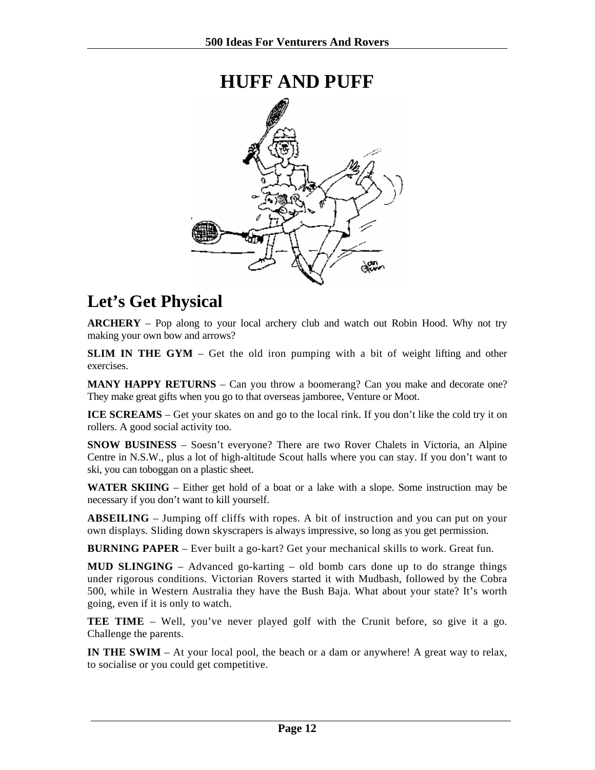# HUFF AND PUFF

## Let's Get Physical

**ARCHERY** – Pop along to your local archery club and watch out Robin Hood. Why not try making your own bow and arrows?

**SLIM IN THE GYM** – Get the old iron pumping with a bit of weight lifting and other exercises.

**MANY HAPPY RETURNS** – Can you throw a boomerang? Can you make and decorate one? They make great gifts when you go to that overseas jamboree, Venture or Moot.

**ICE SCREAMS** – Get your skates on and go to the local rink. If you don't like the cold try it on rollers. A good social activity too.

**SNOW BUSINESS** – Soesn't everyone? There are two Rover Chalets in Victoria, an Alpine Centre in N.S.W., plus a lot of high-altitude Scout halls where you can stay. If you don't want to ski, you can toboggan on a plastic sheet.

**WATER SKIING** – Either get hold of a boat or a lake with a slope. Some instruction may be necessary if you don't want to kill yourself.

**ABSEILING** – Jumping off cliffs with ropes. A bit of instruction and you can put on your own displays. Sliding down skyscrapers is always impressive, so long as you get permission.

**BURNING PAPER** – Ever built a go-kart? Get your mechanical skills to work. Great fun.

**MUD SLINGING** – Advanced go-karting – old bomb cars done up to do strange things under rigorous conditions. Victorian Rovers started it with Mudbash, followed by the Cobra 500, while in Western Australia they have the Bush Baja. What about your state? It's worth going, even if it is only to watch.

**TEE TIME** – Well, you've never played golf with the Crunit before, so give it a go. Challenge the parents.

**IN THE SWIM** – At your local pool, the beach or a dam or anywhere! A great way to relax, to socialise or you could get competitive.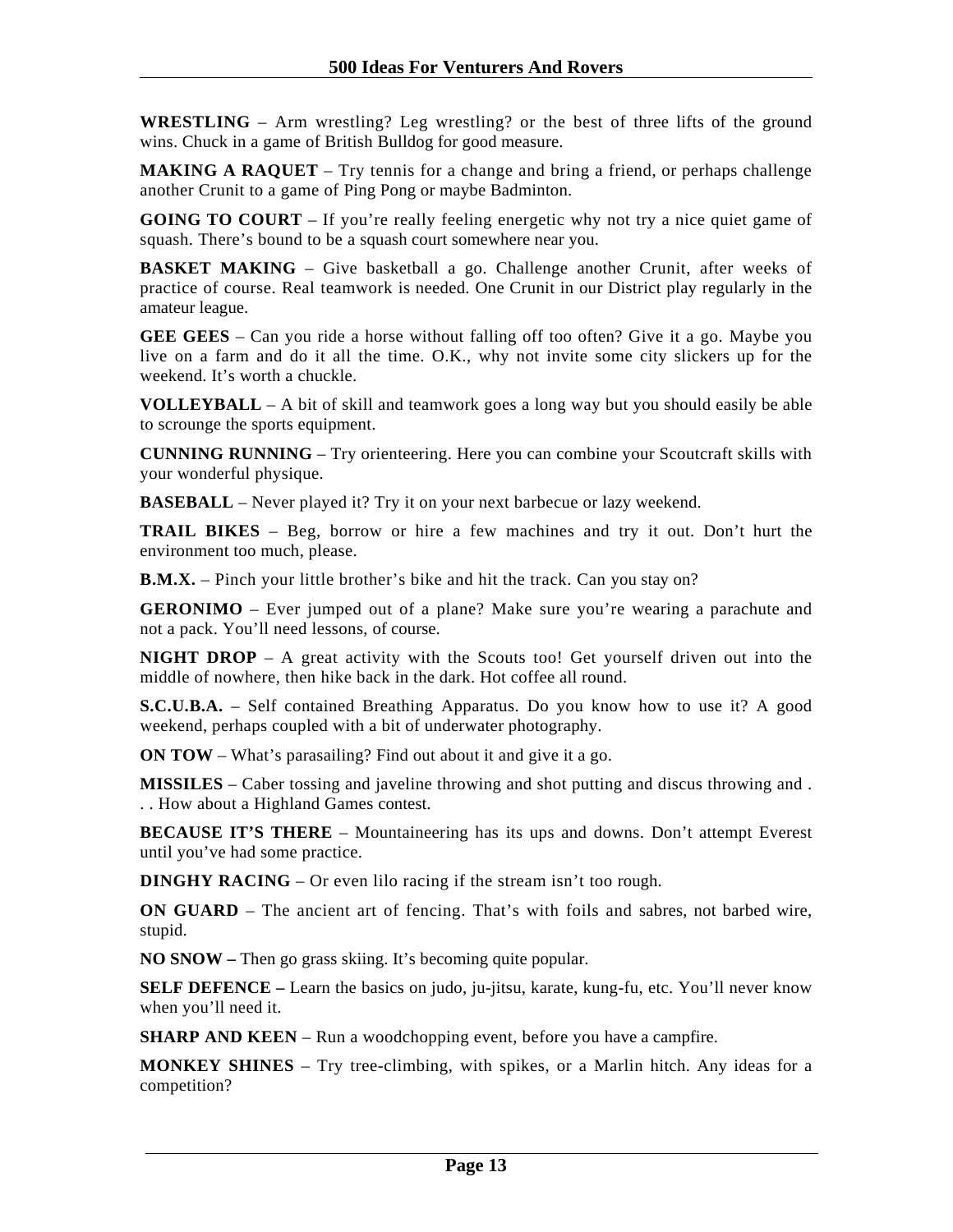**WRESTLING** – Arm wrestling? Leg wrestling? or the best of three lifts of the ground wins. Chuck in a game of British Bulldog for good measure.

**MAKING A RAQUET** – Try tennis for a change and bring a friend, or perhaps challenge another Crunit to a game of Ping Pong or maybe Badminton.

**GOING TO COURT** – If you're really feeling energetic why not try a nice quiet game of squash. There's bound to be a squash court somewhere near you.

**BASKET MAKING** – Give basketball a go. Challenge another Crunit, after weeks of practice of course. Real teamwork is needed. One Crunit in our District play regularly in the amateur league.

**GEE GEES** – Can you ride a horse without falling off too often? Give it a go. Maybe you live on a farm and do it all the time. O.K., why not invite some city slickers up for the weekend. It's worth a chuckle.

**VOLLEYBALL** – A bit of skill and teamwork goes a long way but you should easily be able to scrounge the sports equipment.

**CUNNING RUNNING** – Try orienteering. Here you can combine your Scoutcraft skills with your wonderful physique.

**BASEBALL** – Never played it? Try it on your next barbecue or lazy weekend.

**TRAIL BIKES** – Beg, borrow or hire a few machines and try it out. Don't hurt the environment too much, please.

**B.M.X.** – Pinch your little brother's bike and hit the track. Can you stay on?

**GERONIMO** – Ever jumped out of a plane? Make sure you're wearing a parachute and not a pack. You'll need lessons, of course.

**NIGHT DROP** – A great activity with the Scouts too! Get yourself driven out into the middle of nowhere, then hike back in the dark. Hot coffee all round.

**S.C.U.B.A.** – Self contained Breathing Apparatus. Do you know how to use it? A good weekend, perhaps coupled with a bit of underwater photography.

**ON TOW** – What's parasailing? Find out about it and give it a go.

**MISSILES** – Caber tossing and javeline throwing and shot putting and discus throwing and . . . How about a Highland Games contest.

**BECAUSE IT'S THERE** – Mountaineering has its ups and downs. Don't attempt Everest until you've had some practice.

**DINGHY RACING** – Or even lilo racing if the stream isn't too rough.

**ON GUARD** – The ancient art of fencing. That's with foils and sabres, not barbed wire, stupid.

**NO SNOW –** Then go grass skiing. It's becoming quite popular.

**SELF DEFENCE –** Learn the basics on judo, ju-jitsu, karate, kung-fu, etc. You'll never know when you'll need it.

**SHARP AND KEEN** – Run a woodchopping event, before you have a campfire.

**MONKEY SHINES** – Try tree-climbing, with spikes, or a Marlin hitch. Any ideas for a competition?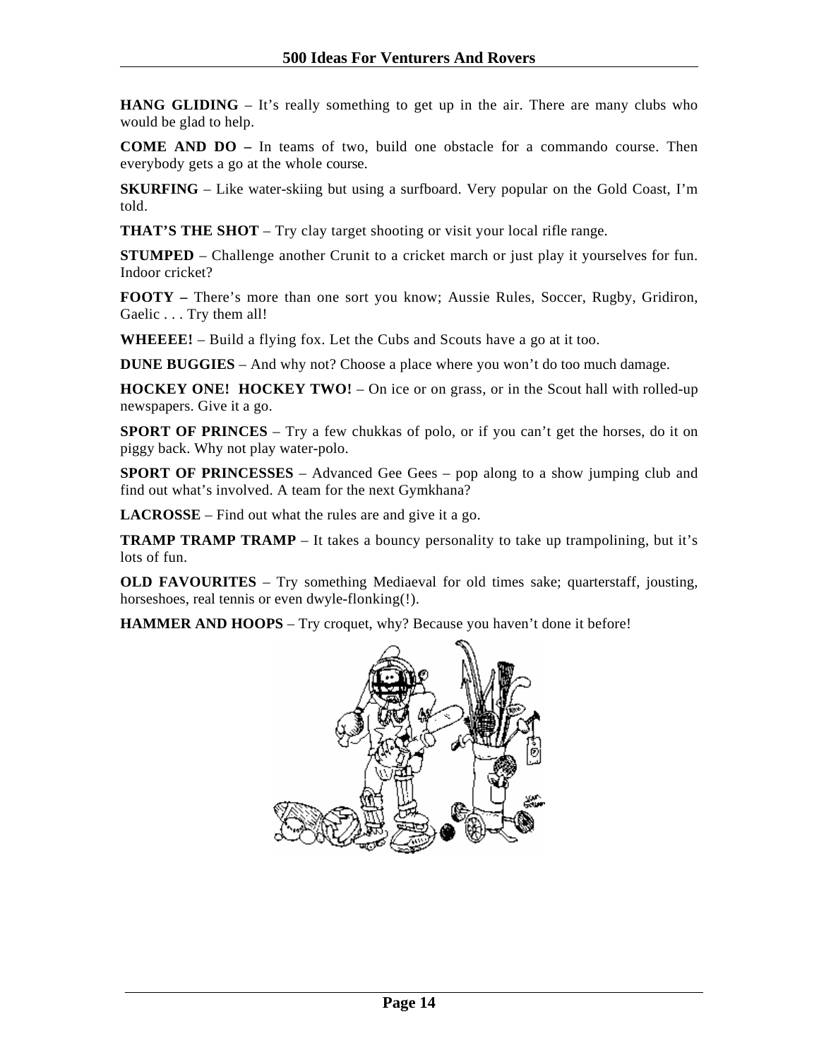**HANG GLIDING** – It's really something to get up in the air. There are many clubs who would be glad to help.

**COME AND DO –** In teams of two, build one obstacle for a commando course. Then everybody gets a go at the whole course.

**SKURFING** – Like water-skiing but using a surfboard. Very popular on the Gold Coast, I'm told.

**THAT'S THE SHOT** – Try clay target shooting or visit your local rifle range.

**STUMPED** – Challenge another Crunit to a cricket march or just play it yourselves for fun. Indoor cricket?

**FOOTY –** There's more than one sort you know; Aussie Rules, Soccer, Rugby, Gridiron, Gaelic . . . Try them all!

**WHEEEE!** – Build a flying fox. Let the Cubs and Scouts have a go at it too.

**DUNE BUGGIES** – And why not? Choose a place where you won't do too much damage.

**HOCKEY ONE! HOCKEY TWO!** – On ice or on grass, or in the Scout hall with rolled-up newspapers. Give it a go.

**SPORT OF PRINCES** – Try a few chukkas of polo, or if you can't get the horses, do it on piggy back. Why not play water-polo.

**SPORT OF PRINCESSES** – Advanced Gee Gees – pop along to a show jumping club and find out what's involved. A team for the next Gymkhana?

**LACROSSE** – Find out what the rules are and give it a go.

**TRAMP TRAMP TRAMP** – It takes a bouncy personality to take up trampolining, but it's lots of fun.

**OLD FAVOURITES** – Try something Mediaeval for old times sake; quarterstaff, jousting, horseshoes, real tennis or even dwyle-flonking(!).

**HAMMER AND HOOPS** – Try croquet, why? Because you haven't done it before!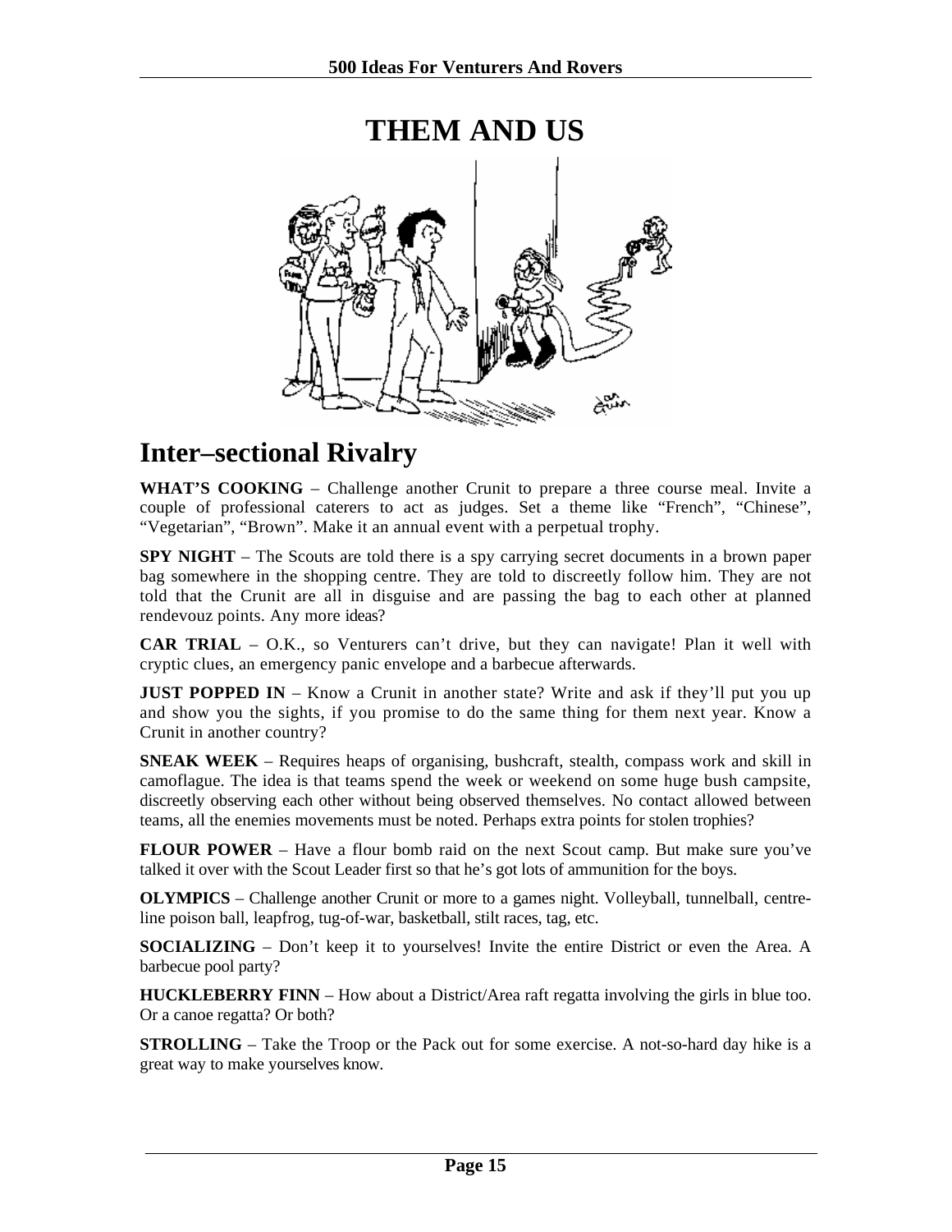# THEM AND US

## Inter–sectional Rivalry

**WHAT'S COOKING** – Challenge another Crunit to prepare a three course meal. Invite a couple of professional caterers to act as judges. Set a theme like "French", "Chinese", "Vegetarian", "Brown". Make it an annual event with a perpetual trophy.

**SPY NIGHT** – The Scouts are told there is a spy carrying secret documents in a brown paper bag somewhere in the shopping centre. They are told to discreetly follow him. They are not told that the Crunit are all in disguise and are passing the bag to each other at planned rendevouz points. Any more ideas?

**CAR TRIAL** – O.K., so Venturers can't drive, but they can navigate! Plan it well with cryptic clues, an emergency panic envelope and a barbecue afterwards.

**JUST POPPED IN** – Know a Crunit in another state? Write and ask if they'll put you up and show you the sights, if you promise to do the same thing for them next year. Know a Crunit in another country?

**SNEAK WEEK** – Requires heaps of organising, bushcraft, stealth, compass work and skill in camoflague. The idea is that teams spend the week or weekend on some huge bush campsite, discreetly observing each other without being observed themselves. No contact allowed between teams, all the enemies movements must be noted. Perhaps extra points for stolen trophies?

**FLOUR POWER** – Have a flour bomb raid on the next Scout camp. But make sure you've talked it over with the Scout Leader first so that he's got lots of ammunition for the boys.

**OLYMPICS** – Challenge another Crunit or more to a games night. Volleyball, tunnelball, centre-line poison ball, leapfrog, tug-of-war, basketball, stilt races, tag, etc.

**SOCIALIZING** – Don't keep it to yourselves! Invite the entire District or even the Area. A barbecue pool party?

**HUCKLEBERRY FINN** – How about a District/Area raft regatta involving the girls in blue too. Or a canoe regatta? Or both?

**STROLLING** – Take the Troop or the Pack out for some exercise. A not-so-hard day hike is a great way to make yourselves know.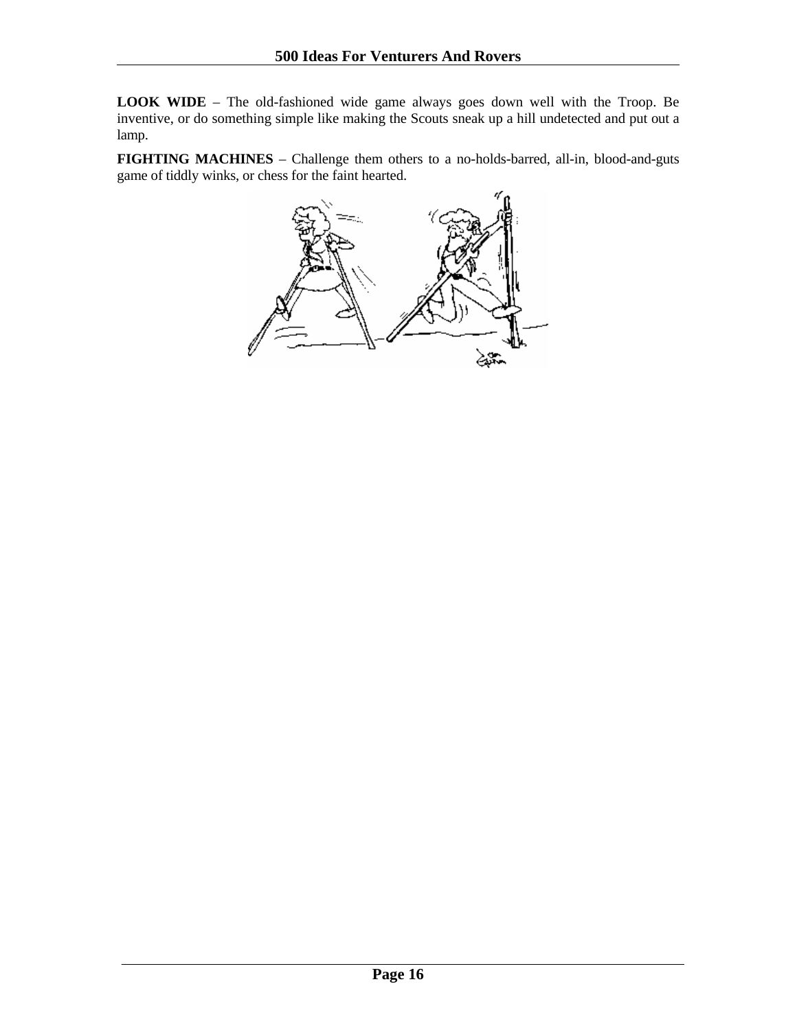**LOOK WIDE** – The old-fashioned wide game always goes down well with the Troop. Be inventive, or do something simple like making the Scouts sneak up a hill undetected and put out a lamp.

**FIGHTING MACHINES** – Challenge them others to a no-holds-barred, all-in, blood-and-guts game of tiddly winks, or chess for the faint hearted.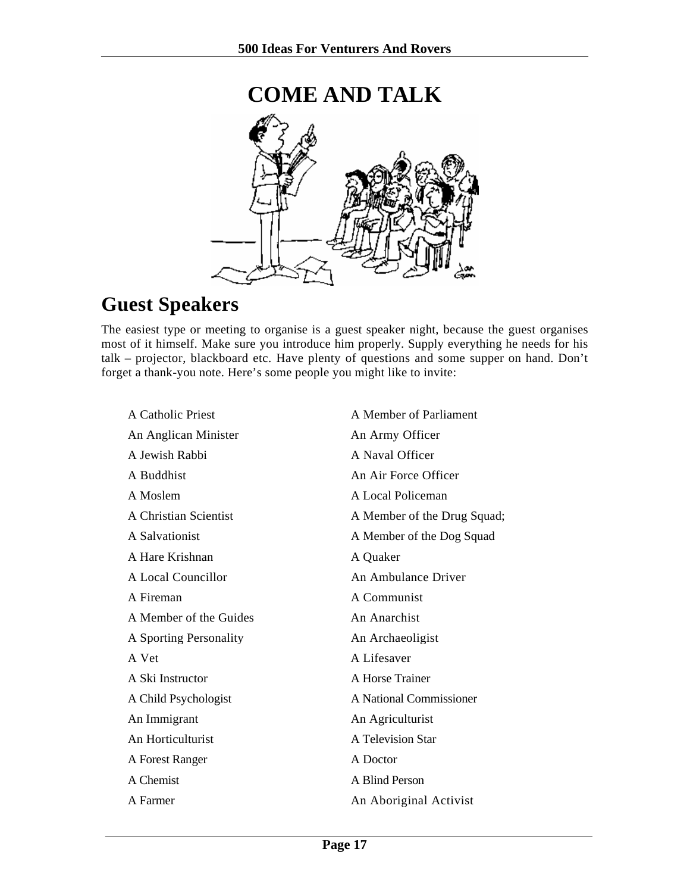# COME AND TALK

## Guest Speakers

The easiest type or meeting to organise is a guest speaker night, because the guest organises most of it himself. Make sure you introduce him properly. Supply everything he needs for his talk – projector, blackboard etc. Have plenty of questions and some supper on hand. Don't forget a thank-you note. Here's some people you might like to invite:

- A Catholic Priest
- An Anglican Minister
- A Jewish Rabbi
- A Buddhist
- A Moslem
- A Christian Scientist
- A Salvationist
- A Hare Krishnan
- A Local Councillor
- A Fireman
- A Member of the Guides
- A Sporting Personality
- A Vet
- A Ski Instructor
- A Child Psychologist
- An Immigrant
- An Horticulturist
- A Forest Ranger
- A Chemist
- A Farmer
- A Member of Parliament
- An Army Officer
- A Naval Officer
- An Air Force Officer
- A Local Policeman
- A Member of the Drug Squad;
- A Member of the Dog Squad
- A Quaker
- An Ambulance Driver
- A Communist
- An Anarchist
- An Archaeoligist
- A Lifesaver
- A Horse Trainer
- A National Commissioner
- An Agriculturist
- A Television Star
- A Doctor
- A Blind Person
- An Aboriginal Activist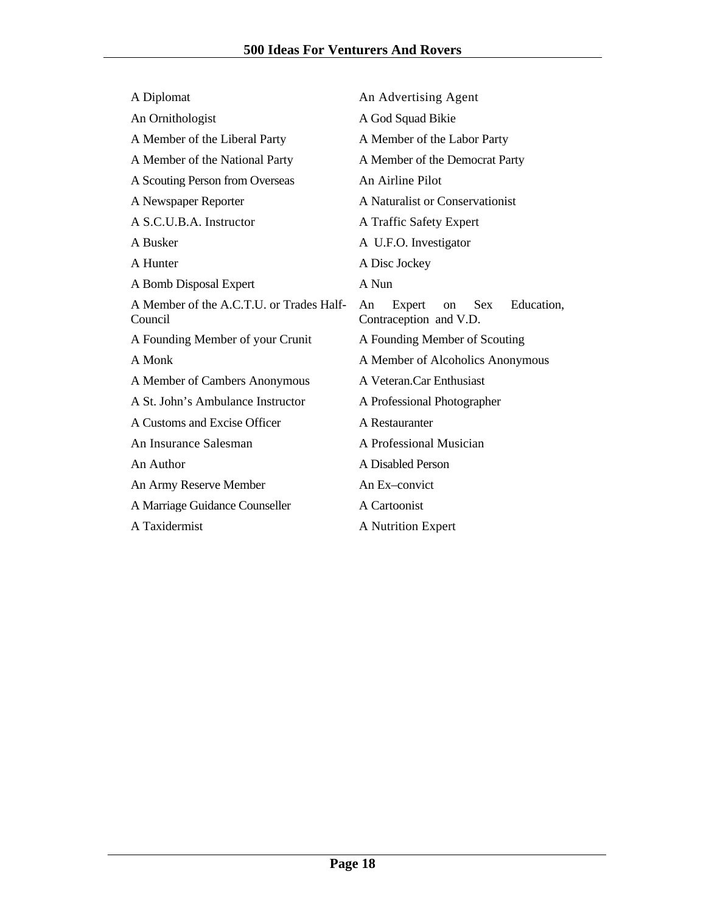A Diplomat

An Advertising Agent

An Ornithologist

A God Squad Bikie

A Member of the Liberal Party

A Member of the Labor Party

A Member of the National Party

A Member of the Democrat Party

A Scouting Person from Overseas

An Airline Pilot

A Newspaper Reporter

A Naturalist or Conservationist

A S.C.U.B.A. Instructor

A Traffic Safety Expert

A Busker

A U.F.O. Investigator

A Hunter

A Disc Jockey

A Bomb Disposal Expert

A Nun

A Member of the A.C.T.U. or Trades Half-Council

An Expert on Sex Education, Contraception and V.D.

A Founding Member of your Crunit

A Founding Member of Scouting

A Monk

A Member of Alcoholics Anonymous

A Member of Cambers Anonymous

A Veteran.Car Enthusiast

A St. John's Ambulance Instructor

A Professional Photographer

A Customs and Excise Officer

A Restauranter

An Insurance Salesman

A Professional Musician

An Author

A Disabled Person

An Army Reserve Member

An Ex–convict

A Marriage Guidance Counseller

A Cartoonist

A Taxidermist

A Nutrition Expert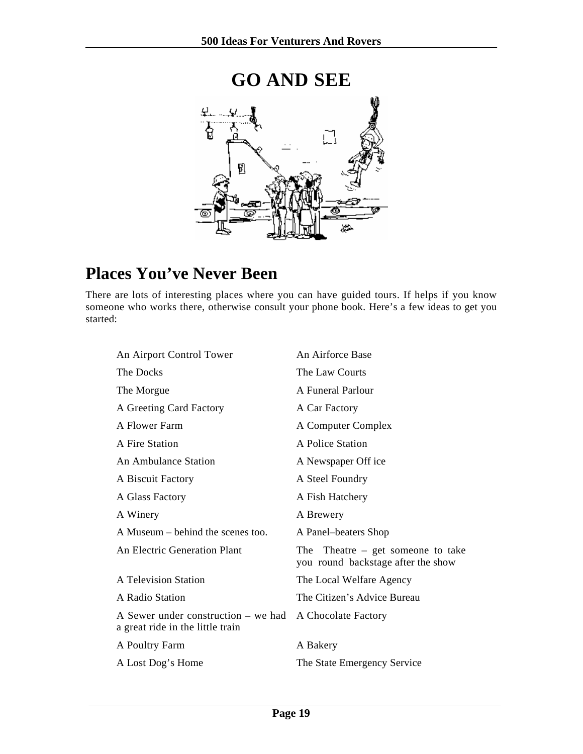# GO AND SEE

## Places You've Never Been

There are lots of interesting places where you can have guided tours. If helps if you know someone who works there, otherwise consult your phone book. Here's a few ideas to get you started:

- An Airport Control Tower
- An Airforce Base
- The Docks
- The Law Courts
- The Morgue
- A Funeral Parlour
- A Greeting Card Factory
- A Car Factory
- A Flower Farm
- A Computer Complex
- A Fire Station
- A Police Station
- An Ambulance Station
- A Newspaper Off ice
- A Biscuit Factory
- A Steel Foundry
- A Glass Factory
- A Fish Hatchery
- A Winery
- A Brewery
- A Museum – behind the scenes too.
- A Panel–beaters Shop
- An Electric Generation Plant
- The Theatre – get someone to take you round backstage after the show
- A Television Station
- The Local Welfare Agency
- A Radio Station
- The Citizen's Advice Bureau
- A Sewer under construction – we had a great ride in the little train
- A Chocolate Factory
- A Poultry Farm
- A Bakery
- A Lost Dog's Home
- The State Emergency Service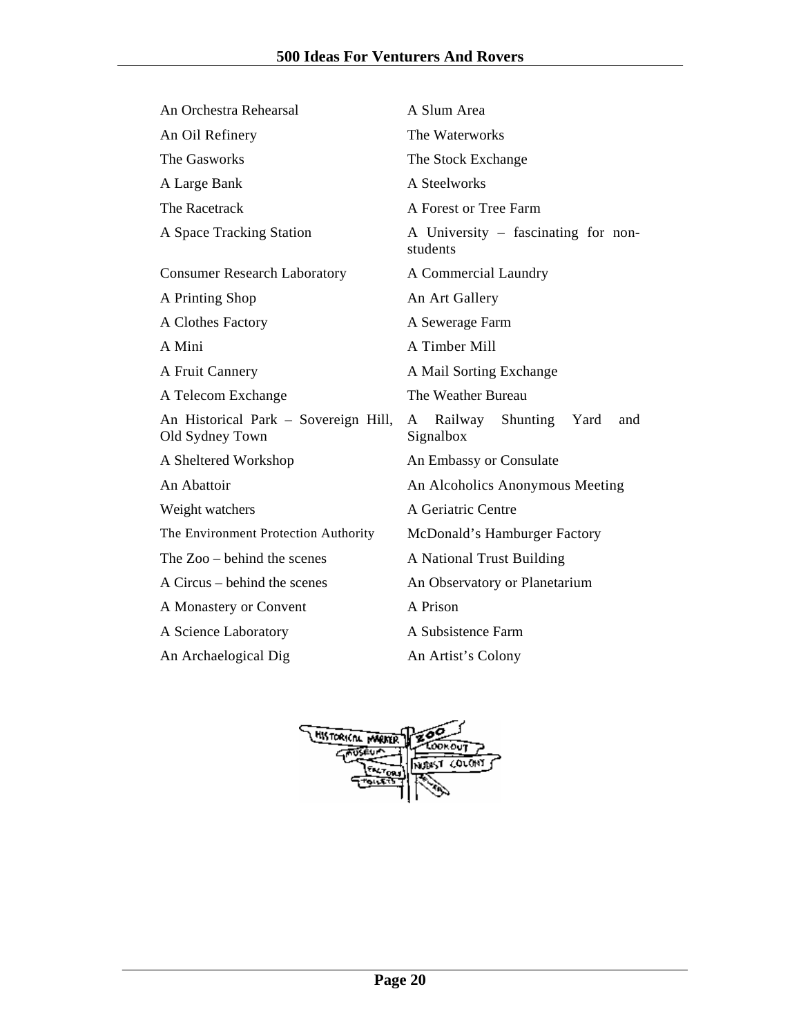An Orchestra Rehearsal

A Slum Area

An Oil Refinery

The Waterworks

The Gasworks

The Stock Exchange

A Large Bank

A Steelworks

The Racetrack

A Forest or Tree Farm

A Space Tracking Station

A University – fascinating for non-students

Consumer Research Laboratory

A Commercial Laundry

A Printing Shop

An Art Gallery

A Clothes Factory

A Sewerage Farm

A Mini

A Timber Mill

A Fruit Cannery

A Mail Sorting Exchange

A Telecom Exchange

The Weather Bureau

An Historical Park – Sovereign Hill, Old Sydney Town

A Railway Shunting Yard and Signalbox

A Sheltered Workshop

An Embassy or Consulate

An Abattoir

An Alcoholics Anonymous Meeting

Weight watchers

A Geriatric Centre

The Environment Protection Authority

McDonald's Hamburger Factory

The Zoo – behind the scenes

A National Trust Building

A Circus – behind the scenes

An Observatory or Planetarium

A Monastery or Convent

A Prison

A Science Laboratory

A Subsistence Farm

An Archaelogical Dig

An Artist's Colony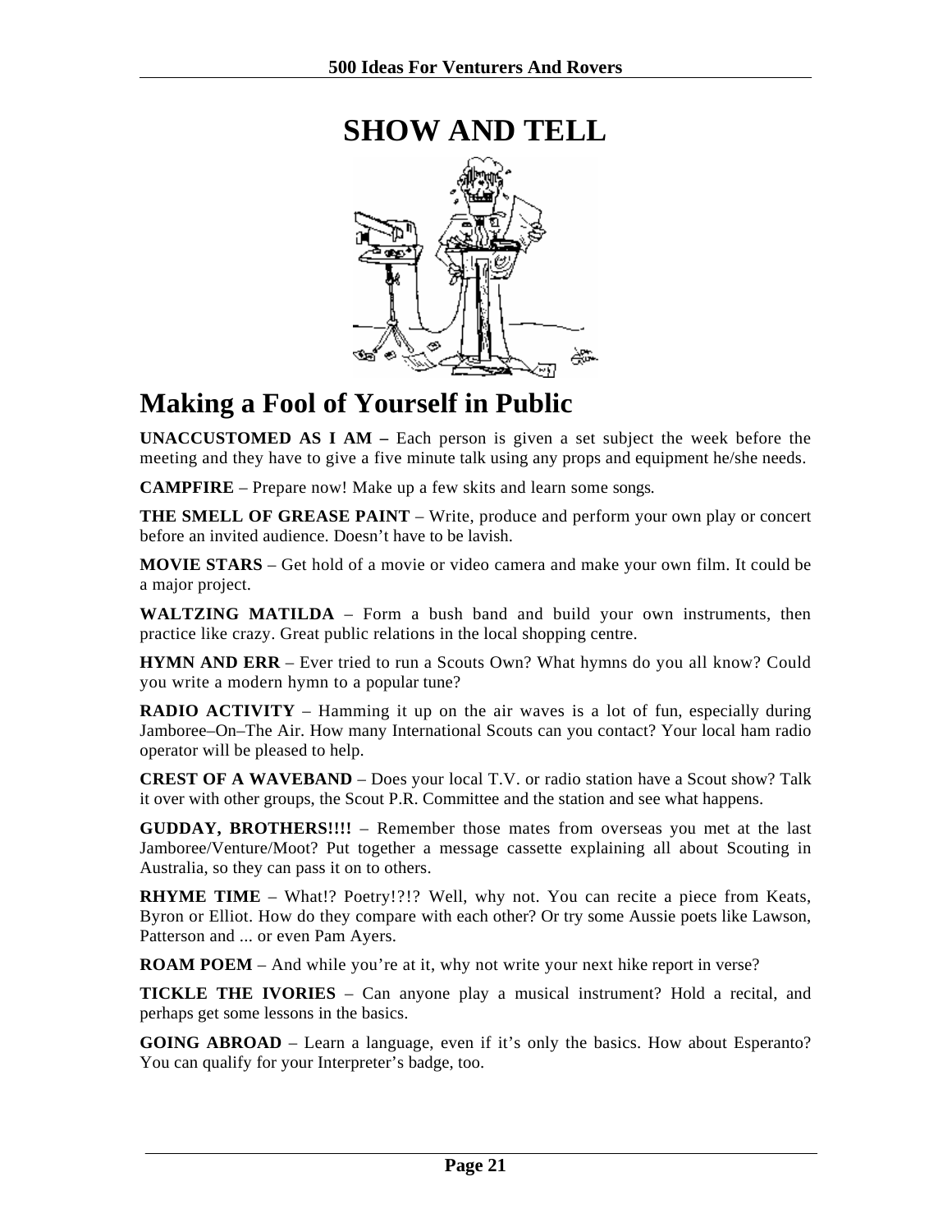# SHOW AND TELL

## Making a Fool of Yourself in Public

**UNACCUSTOMED AS I AM –** Each person is given a set subject the week before the meeting and they have to give a five minute talk using any props and equipment he/she needs.

**CAMPFIRE** – Prepare now! Make up a few skits and learn some songs.

**THE SMELL OF GREASE PAINT** – Write, produce and perform your own play or concert before an invited audience. Doesn't have to be lavish.

**MOVIE STARS** – Get hold of a movie or video camera and make your own film. It could be a major project.

**WALTZING MATILDA** – Form a bush band and build your own instruments, then practice like crazy. Great public relations in the local shopping centre.

**HYMN AND ERR** – Ever tried to run a Scouts Own? What hymns do you all know? Could you write a modern hymn to a popular tune?

**RADIO ACTIVITY** – Hamming it up on the air waves is a lot of fun, especially during Jamboree–On–The Air. How many International Scouts can you contact? Your local ham radio operator will be pleased to help.

**CREST OF A WAVEBAND** – Does your local T.V. or radio station have a Scout show? Talk it over with other groups, the Scout P.R. Committee and the station and see what happens.

**GUDDAY, BROTHERS!!!!** – Remember those mates from overseas you met at the last Jamboree/Venture/Moot? Put together a message cassette explaining all about Scouting in Australia, so they can pass it on to others.

**RHYME TIME** – What!? Poetry!?!? Well, why not. You can recite a piece from Keats, Byron or Elliot. How do they compare with each other? Or try some Aussie poets like Lawson, Patterson and ... or even Pam Ayers.

**ROAM POEM** – And while you're at it, why not write your next hike report in verse?

**TICKLE THE IVORIES** – Can anyone play a musical instrument? Hold a recital, and perhaps get some lessons in the basics.

**GOING ABROAD** – Learn a language, even if it's only the basics. How about Esperanto? You can qualify for your Interpreter's badge, too.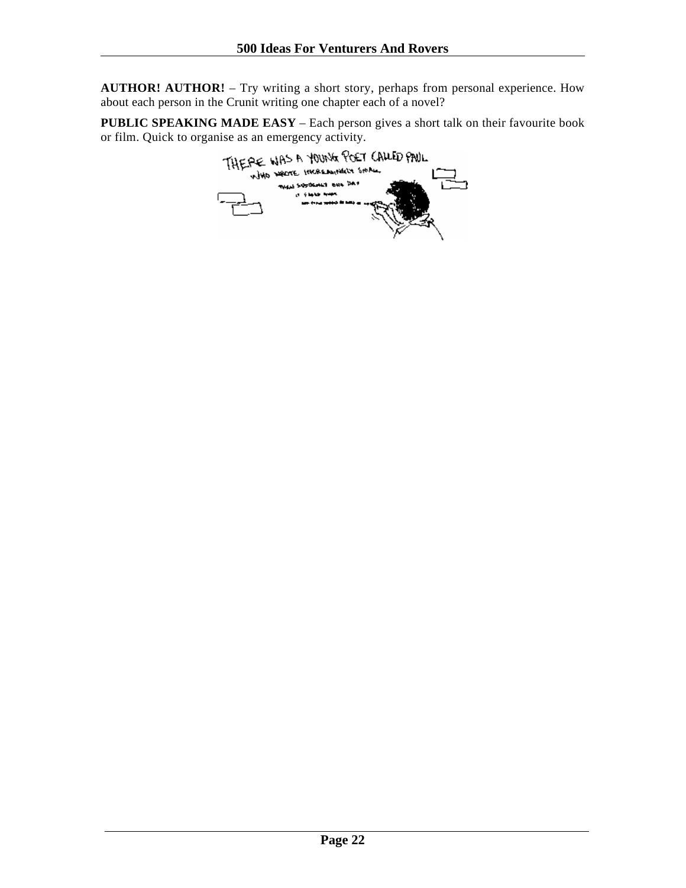**AUTHOR! AUTHOR!** – Try writing a short story, perhaps from personal experience. How about each person in the Crunit writing one chapter each of a novel?

**PUBLIC SPEAKING MADE EASY** – Each person gives a short talk on their favourite book or film. Quick to organise as an emergency activity.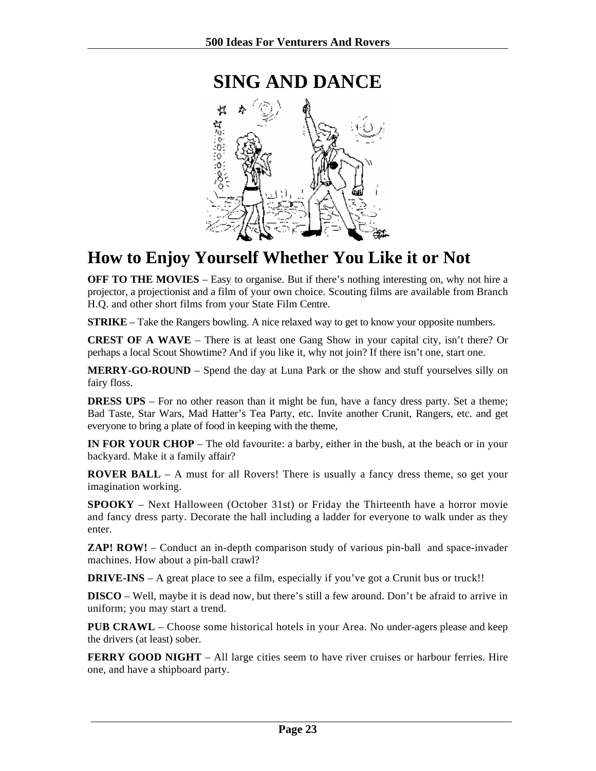# SING AND DANCE

## How to Enjoy Yourself Whether You Like it or Not

**OFF TO THE MOVIES** – Easy to organise. But if there's nothing interesting on, why not hire a projector, a projectionist and a film of your own choice. Scouting films are available from Branch H.Q. and other short films from your State Film Centre.

**STRIKE** – Take the Rangers bowling. A nice relaxed way to get to know your opposite numbers.

**CREST OF A WAVE** – There is at least one Gang Show in your capital city, isn't there? Or perhaps a local Scout Showtime? And if you like it, why not join? If there isn't one, start one.

**MERRY-GO-ROUND** – Spend the day at Luna Park or the show and stuff yourselves silly on fairy floss.

**DRESS UPS** – For no other reason than it might be fun, have a fancy dress party. Set a theme; Bad Taste, Star Wars, Mad Hatter's Tea Party, etc. Invite another Crunit, Rangers, etc. and get everyone to bring a plate of food in keeping with the theme,

**IN FOR YOUR CHOP** – The old favourite: a barby, either in the bush, at the beach or in your backyard. Make it a family affair?

**ROVER BALL** – A must for all Rovers! There is usually a fancy dress theme, so get your imagination working.

**SPOOKY** – Next Halloween (October 31st) or Friday the Thirteenth have a horror movie and fancy dress party. Decorate the hall including a ladder for everyone to walk under as they enter.

**ZAP! ROW!** – Conduct an in-depth comparison study of various pin-ball and space-invader machines. How about a pin-ball crawl?

**DRIVE-INS** – A great place to see a film, especially if you've got a Crunit bus or truck!!

**DISCO** – Well, maybe it is dead now, but there's still a few around. Don't be afraid to arrive in uniform; you may start a trend.

**PUB CRAWL** – Choose some historical hotels in your Area. No under-agers please and keep the drivers (at least) sober.

**FERRY GOOD NIGHT** – All large cities seem to have river cruises or harbour ferries. Hire one, and have a shipboard party.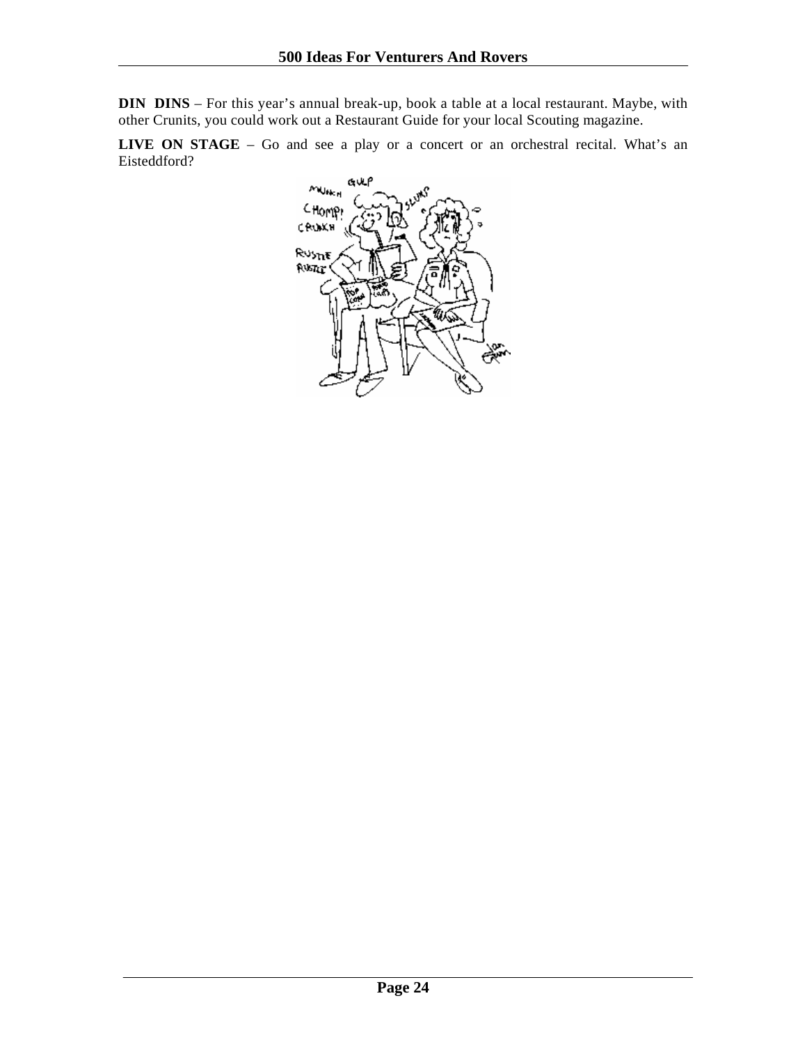**DIN DINS** – For this year's annual break-up, book a table at a local restaurant. Maybe, with other Crunits, you could work out a Restaurant Guide for your local Scouting magazine.

**LIVE ON STAGE** – Go and see a play or a concert or an orchestral recital. What's an Eisteddford?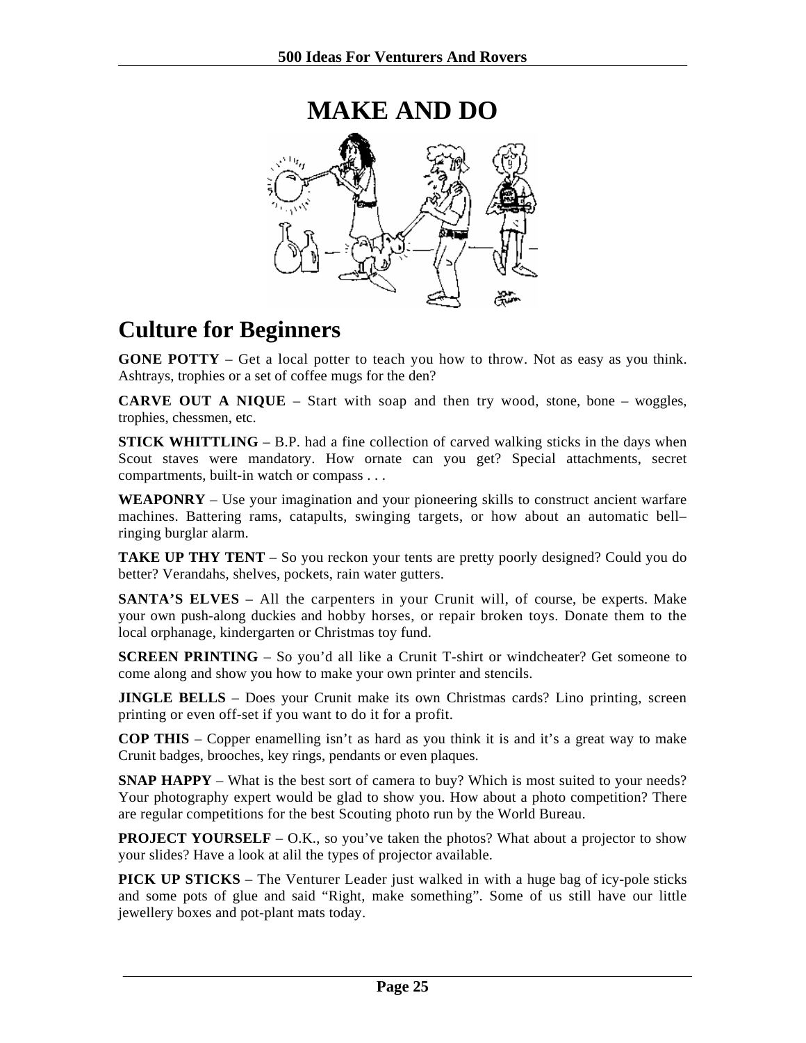# MAKE AND DO

## Culture for Beginners

**GONE POTTY** – Get a local potter to teach you how to throw. Not as easy as you think. Ashtrays, trophies or a set of coffee mugs for the den?

**CARVE OUT A NIQUE** – Start with soap and then try wood, stone, bone – woggles, trophies, chessmen, etc.

**STICK WHITTLING** – B.P. had a fine collection of carved walking sticks in the days when Scout staves were mandatory. How ornate can you get? Special attachments, secret compartments, built-in watch or compass . . .

**WEAPONRY** – Use your imagination and your pioneering skills to construct ancient warfare machines. Battering rams, catapults, swinging targets, or how about an automatic bell–ringing burglar alarm.

**TAKE UP THY TENT** – So you reckon your tents are pretty poorly designed? Could you do better? Verandahs, shelves, pockets, rain water gutters.

**SANTA'S ELVES** – All the carpenters in your Crunit will, of course, be experts. Make your own push-along duckies and hobby horses, or repair broken toys. Donate them to the local orphanage, kindergarten or Christmas toy fund.

**SCREEN PRINTING** – So you'd all like a Crunit T-shirt or windcheater? Get someone to come along and show you how to make your own printer and stencils.

**JINGLE BELLS** – Does your Crunit make its own Christmas cards? Lino printing, screen printing or even off-set if you want to do it for a profit.

**COP THIS** – Copper enamelling isn't as hard as you think it is and it's a great way to make Crunit badges, brooches, key rings, pendants or even plaques.

**SNAP HAPPY** – What is the best sort of camera to buy? Which is most suited to your needs? Your photography expert would be glad to show you. How about a photo competition? There are regular competitions for the best Scouting photo run by the World Bureau.

**PROJECT YOURSELF** – O.K., so you've taken the photos? What about a projector to show your slides? Have a look at alil the types of projector available.

**PICK UP STICKS** – The Venturer Leader just walked in with a huge bag of icy-pole sticks and some pots of glue and said "Right, make something". Some of us still have our little jewellery boxes and pot-plant mats today.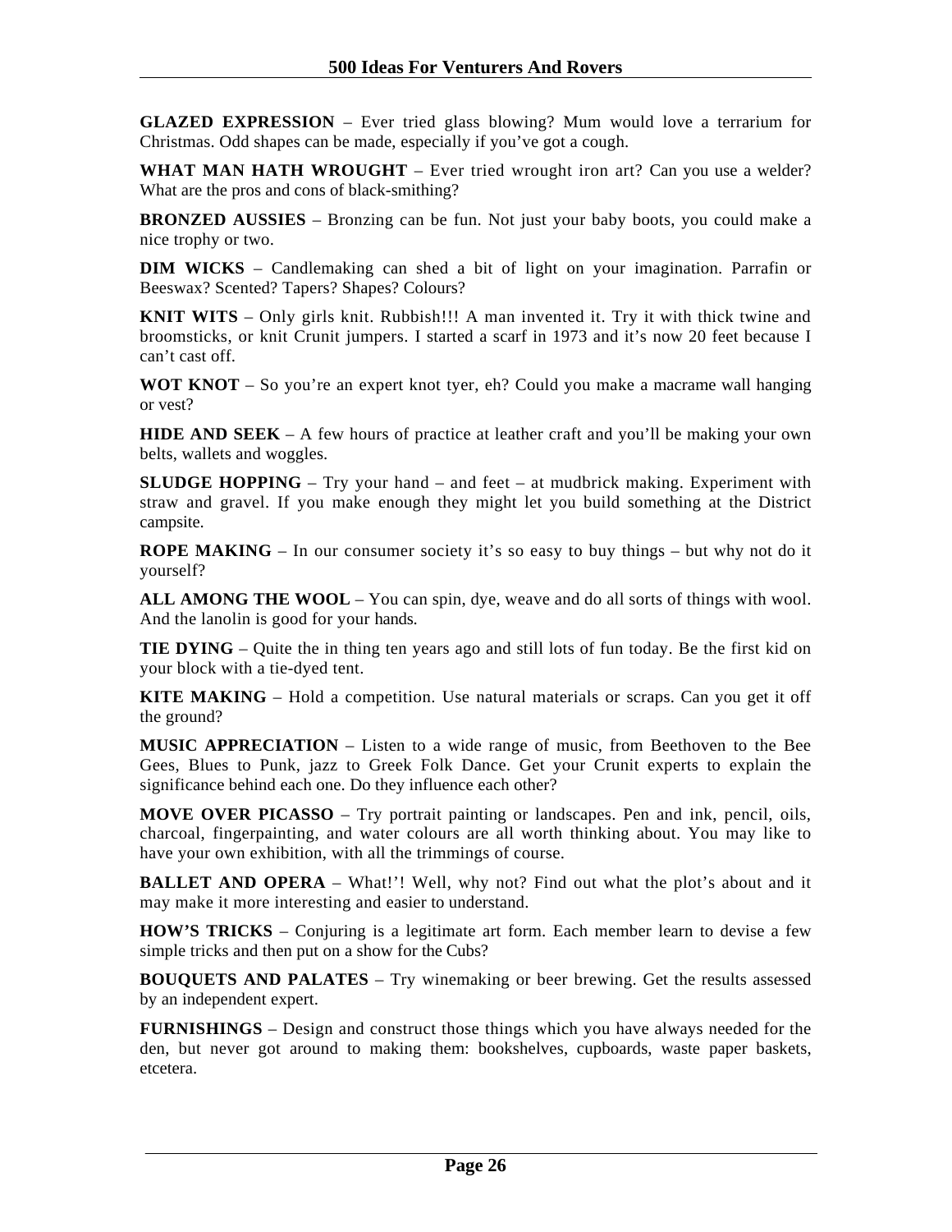**GLAZED EXPRESSION** – Ever tried glass blowing? Mum would love a terrarium for Christmas. Odd shapes can be made, especially if you've got a cough.

**WHAT MAN HATH WROUGHT** – Ever tried wrought iron art? Can you use a welder? What are the pros and cons of black-smithing?

**BRONZED AUSSIES** – Bronzing can be fun. Not just your baby boots, you could make a nice trophy or two.

**DIM WICKS** – Candlemaking can shed a bit of light on your imagination. Parrafin or Beeswax? Scented? Tapers? Shapes? Colours?

**KNIT WITS** – Only girls knit. Rubbish!!! A man invented it. Try it with thick twine and broomsticks, or knit Crunit jumpers. I started a scarf in 1973 and it's now 20 feet because I can't cast off.

**WOT KNOT** – So you're an expert knot tyer, eh? Could you make a macrame wall hanging or vest?

**HIDE AND SEEK** – A few hours of practice at leather craft and you'll be making your own belts, wallets and woggles.

**SLUDGE HOPPING** – Try your hand – and feet – at mudbrick making. Experiment with straw and gravel. If you make enough they might let you build something at the District campsite.

**ROPE MAKING** – In our consumer society it's so easy to buy things – but why not do it yourself?

**ALL AMONG THE WOOL** – You can spin, dye, weave and do all sorts of things with wool. And the lanolin is good for your hands.

**TIE DYING** – Quite the in thing ten years ago and still lots of fun today. Be the first kid on your block with a tie-dyed tent.

**KITE MAKING** – Hold a competition. Use natural materials or scraps. Can you get it off the ground?

**MUSIC APPRECIATION** – Listen to a wide range of music, from Beethoven to the Bee Gees, Blues to Punk, jazz to Greek Folk Dance. Get your Crunit experts to explain the significance behind each one. Do they influence each other?

**MOVE OVER PICASSO** – Try portrait painting or landscapes. Pen and ink, pencil, oils, charcoal, fingerpainting, and water colours are all worth thinking about. You may like to have your own exhibition, with all the trimmings of course.

**BALLET AND OPERA** – What!'! Well, why not? Find out what the plot's about and it may make it more interesting and easier to understand.

**HOW'S TRICKS** – Conjuring is a legitimate art form. Each member learn to devise a few simple tricks and then put on a show for the Cubs?

**BOUQUETS AND PALATES** – Try winemaking or beer brewing. Get the results assessed by an independent expert.

**FURNISHINGS** – Design and construct those things which you have always needed for the den, but never got around to making them: bookshelves, cupboards, waste paper baskets, etcetera.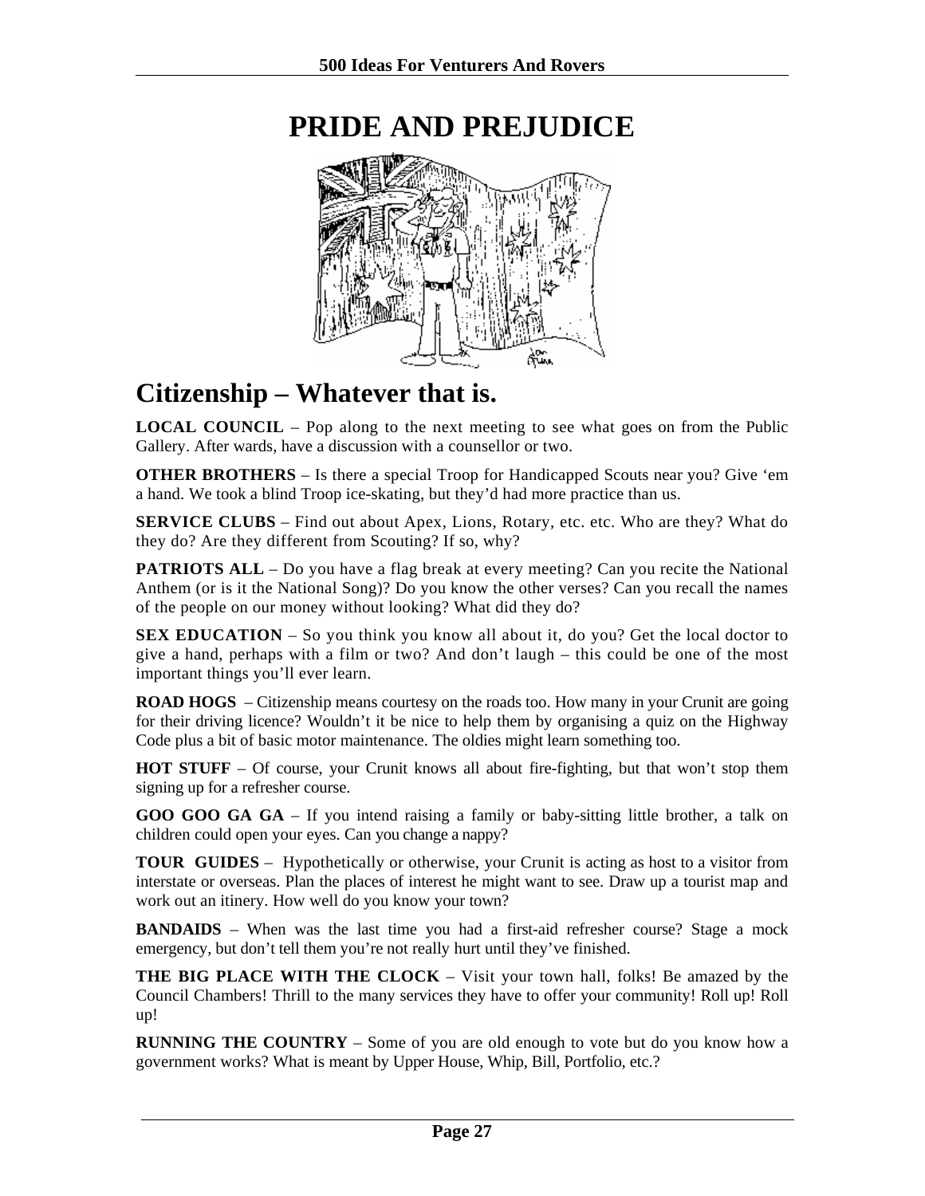# PRIDE AND PREJUDICE

## Citizenship – Whatever that is.

**LOCAL COUNCIL** – Pop along to the next meeting to see what goes on from the Public Gallery. After wards, have a discussion with a counsellor or two.

**OTHER BROTHERS** – Is there a special Troop for Handicapped Scouts near you? Give 'em a hand. We took a blind Troop ice-skating, but they'd had more practice than us.

**SERVICE CLUBS** – Find out about Apex, Lions, Rotary, etc. etc. Who are they? What do they do? Are they different from Scouting? If so, why?

**PATRIOTS ALL** – Do you have a flag break at every meeting? Can you recite the National Anthem (or is it the National Song)? Do you know the other verses? Can you recall the names of the people on our money without looking? What did they do?

**SEX EDUCATION** – So you think you know all about it, do you? Get the local doctor to give a hand, perhaps with a film or two? And don't laugh – this could be one of the most important things you'll ever learn.

**ROAD HOGS** – Citizenship means courtesy on the roads too. How many in your Crunit are going for their driving licence? Wouldn't it be nice to help them by organising a quiz on the Highway Code plus a bit of basic motor maintenance. The oldies might learn something too.

**HOT STUFF** – Of course, your Crunit knows all about fire-fighting, but that won't stop them signing up for a refresher course.

**GOO GOO GA GA** – If you intend raising a family or baby-sitting little brother, a talk on children could open your eyes. Can you change a nappy?

**TOUR GUIDES** – Hypothetically or otherwise, your Crunit is acting as host to a visitor from interstate or overseas. Plan the places of interest he might want to see. Draw up a tourist map and work out an itinery. How well do you know your town?

**BANDAIDS** – When was the last time you had a first-aid refresher course? Stage a mock emergency, but don't tell them you're not really hurt until they've finished.

**THE BIG PLACE WITH THE CLOCK** – Visit your town hall, folks! Be amazed by the Council Chambers! Thrill to the many services they have to offer your community! Roll up! Roll up!

**RUNNING THE COUNTRY** – Some of you are old enough to vote but do you know how a government works? What is meant by Upper House, Whip, Bill, Portfolio, etc.?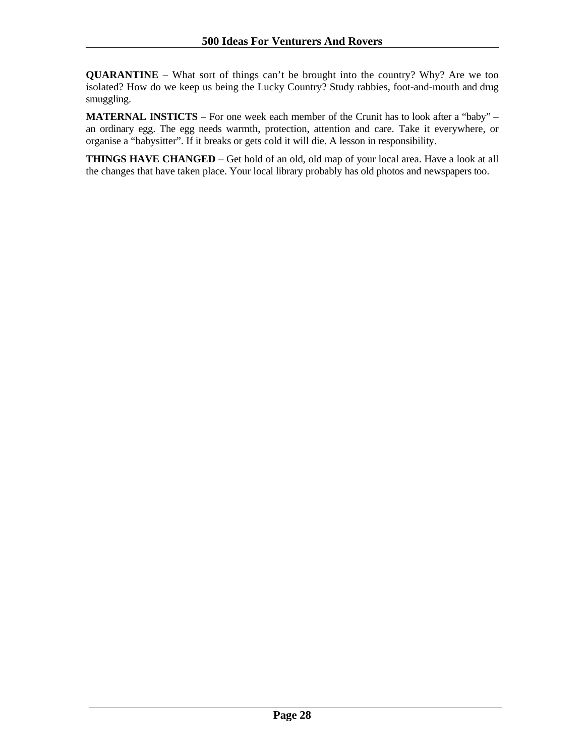**QUARANTINE** – What sort of things can't be brought into the country? Why? Are we too isolated? How do we keep us being the Lucky Country? Study rabbies, foot-and-mouth and drug smuggling.

**MATERNAL INSTICTS** – For one week each member of the Crunit has to look after a "baby" – an ordinary egg. The egg needs warmth, protection, attention and care. Take it everywhere, or organise a "babysitter". If it breaks or gets cold it will die. A lesson in responsibility.

**THINGS HAVE CHANGED** – Get hold of an old, old map of your local area. Have a look at all the changes that have taken place. Your local library probably has old photos and newspapers too.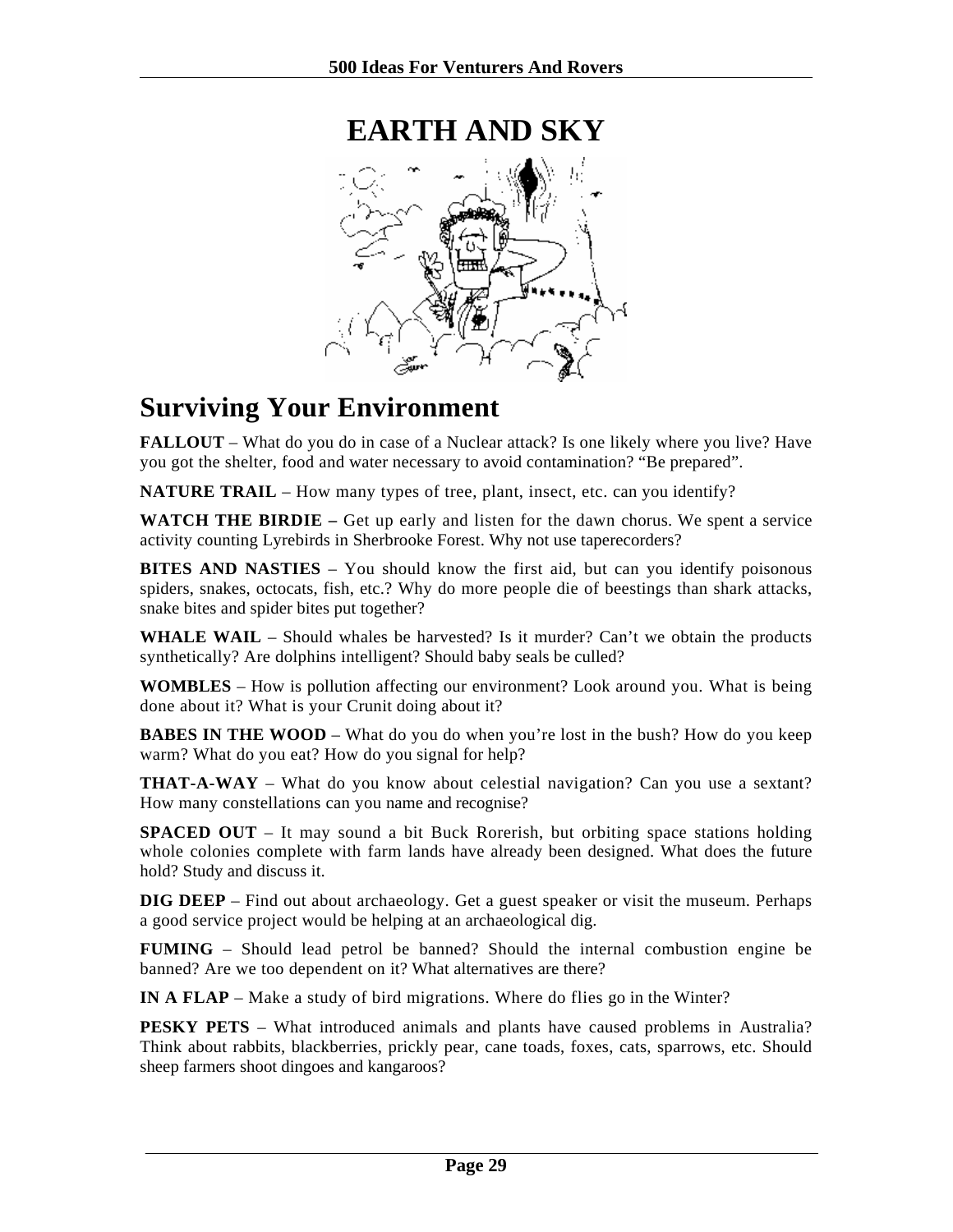# EARTH AND SKY

## Surviving Your Environment

**FALLOUT** – What do you do in case of a Nuclear attack? Is one likely where you live? Have you got the shelter, food and water necessary to avoid contamination? "Be prepared".

**NATURE TRAIL** – How many types of tree, plant, insect, etc. can you identify?

**WATCH THE BIRDIE –** Get up early and listen for the dawn chorus. We spent a service activity counting Lyrebirds in Sherbrooke Forest. Why not use taperecorders?

**BITES AND NASTIES** – You should know the first aid, but can you identify poisonous spiders, snakes, octocats, fish, etc.? Why do more people die of beestings than shark attacks, snake bites and spider bites put together?

**WHALE WAIL** – Should whales be harvested? Is it murder? Can't we obtain the products synthetically? Are dolphins intelligent? Should baby seals be culled?

**WOMBLES** – How is pollution affecting our environment? Look around you. What is being done about it? What is your Crunit doing about it?

**BABES IN THE WOOD** – What do you do when you're lost in the bush? How do you keep warm? What do you eat? How do you signal for help?

**THAT-A-WAY** – What do you know about celestial navigation? Can you use a sextant? How many constellations can you name and recognise?

**SPACED OUT** – It may sound a bit Buck Rorerish, but orbiting space stations holding whole colonies complete with farm lands have already been designed. What does the future hold? Study and discuss it.

**DIG DEEP** – Find out about archaeology. Get a guest speaker or visit the museum. Perhaps a good service project would be helping at an archaeological dig.

**FUMING** – Should lead petrol be banned? Should the internal combustion engine be banned? Are we too dependent on it? What alternatives are there?

**IN A FLAP** – Make a study of bird migrations. Where do flies go in the Winter?

**PESKY PETS** – What introduced animals and plants have caused problems in Australia? Think about rabbits, blackberries, prickly pear, cane toads, foxes, cats, sparrows, etc. Should sheep farmers shoot dingoes and kangaroos?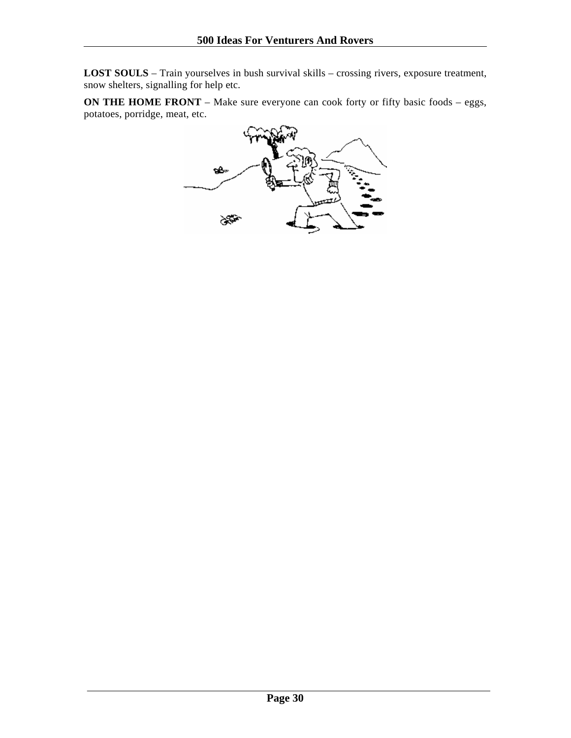**LOST SOULS** – Train yourselves in bush survival skills – crossing rivers, exposure treatment, snow shelters, signalling for help etc.

**ON THE HOME FRONT** – Make sure everyone can cook forty or fifty basic foods – eggs, potatoes, porridge, meat, etc.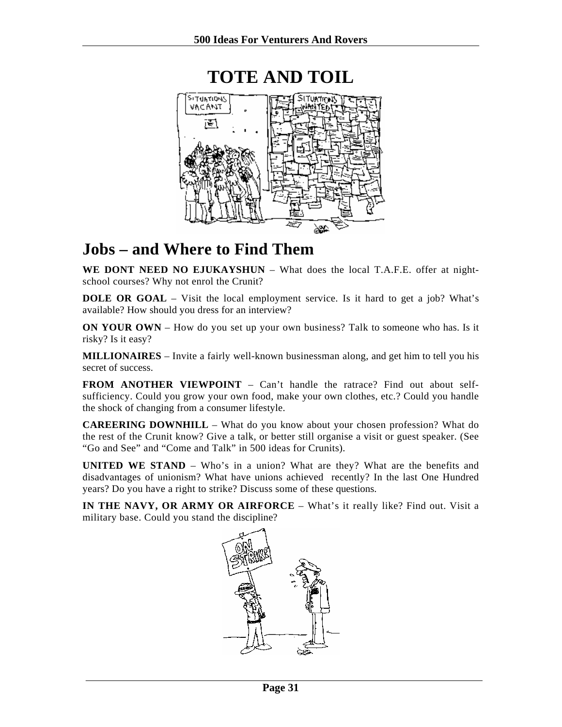# TOTE AND TOIL

## Jobs – and Where to Find Them

**WE DONT NEED NO EJUKAYSHUN** – What does the local T.A.F.E. offer at night-school courses? Why not enrol the Crunit?

**DOLE OR GOAL** – Visit the local employment service. Is it hard to get a job? What's available? How should you dress for an interview?

**ON YOUR OWN** – How do you set up your own business? Talk to someone who has. Is it risky? Is it easy?

**MILLIONAIRES** – Invite a fairly well-known businessman along, and get him to tell you his secret of success.

**FROM ANOTHER VIEWPOINT** – Can't handle the ratrace? Find out about self-sufficiency. Could you grow your own food, make your own clothes, etc.? Could you handle the shock of changing from a consumer lifestyle.

**CAREERING DOWNHILL** – What do you know about your chosen profession? What do the rest of the Crunit know? Give a talk, or better still organise a visit or guest speaker. (See "Go and See" and "Come and Talk" in 500 ideas for Crunits).

**UNITED WE STAND** – Who's in a union? What are they? What are the benefits and disadvantages of unionism? What have unions achieved recently? In the last One Hundred years? Do you have a right to strike? Discuss some of these questions.

**IN THE NAVY, OR ARMY OR AIRFORCE** – What's it really like? Find out. Visit a military base. Could you stand the discipline?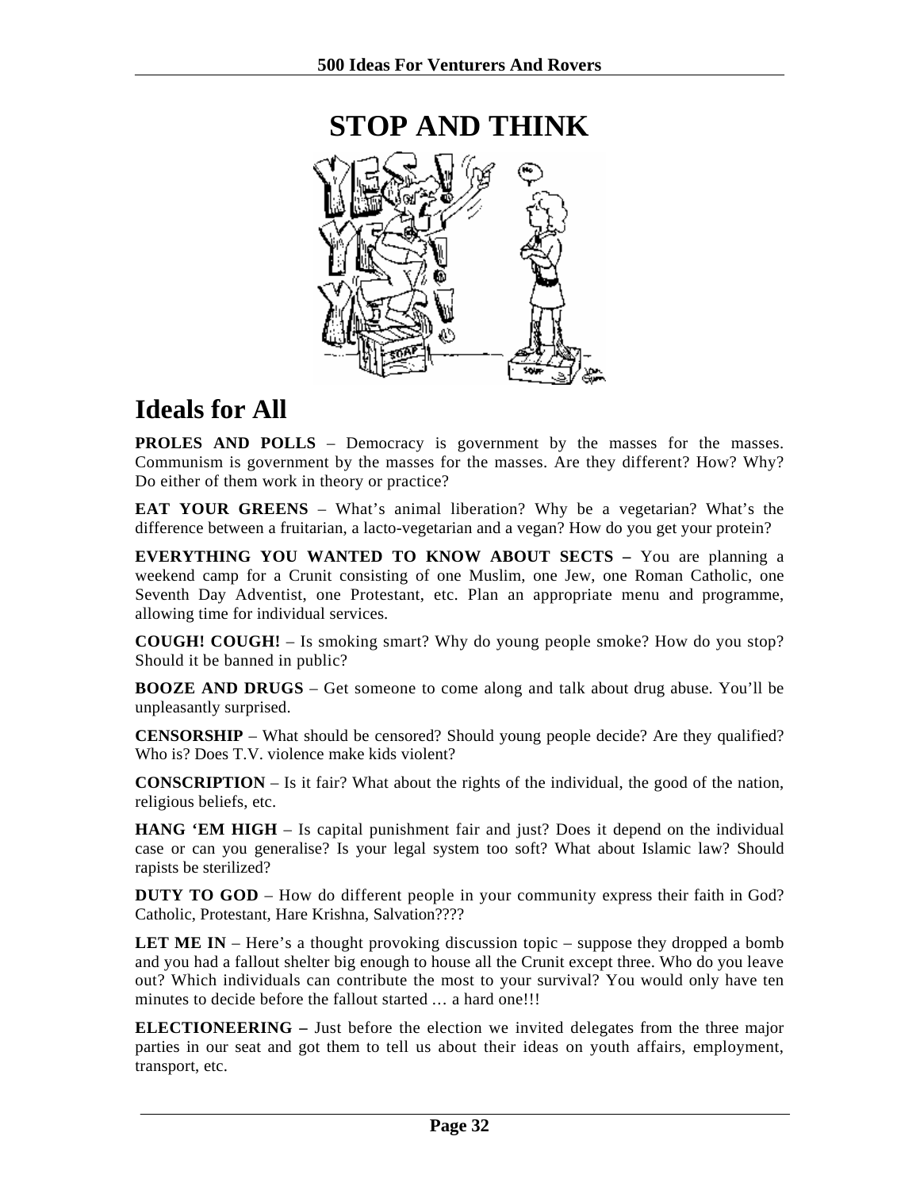# STOP AND THINK

## Ideals for All

**PROLES AND POLLS** – Democracy is government by the masses for the masses. Communism is government by the masses for the masses. Are they different? How? Why? Do either of them work in theory or practice?

**EAT YOUR GREENS** – What's animal liberation? Why be a vegetarian? What's the difference between a fruitarian, a lacto-vegetarian and a vegan? How do you get your protein?

**EVERYTHING YOU WANTED TO KNOW ABOUT SECTS –** You are planning a weekend camp for a Crunit consisting of one Muslim, one Jew, one Roman Catholic, one Seventh Day Adventist, one Protestant, etc. Plan an appropriate menu and programme, allowing time for individual services.

**COUGH! COUGH!** – Is smoking smart? Why do young people smoke? How do you stop? Should it be banned in public?

**BOOZE AND DRUGS** – Get someone to come along and talk about drug abuse. You'll be unpleasantly surprised.

**CENSORSHIP** – What should be censored? Should young people decide? Are they qualified? Who is? Does T.V. violence make kids violent?

**CONSCRIPTION** – Is it fair? What about the rights of the individual, the good of the nation, religious beliefs, etc.

**HANG 'EM HIGH** – Is capital punishment fair and just? Does it depend on the individual case or can you generalise? Is your legal system too soft? What about Islamic law? Should rapists be sterilized?

**DUTY TO GOD** – How do different people in your community express their faith in God? Catholic, Protestant, Hare Krishna, Salvation????

**LET ME IN** – Here's a thought provoking discussion topic – suppose they dropped a bomb and you had a fallout shelter big enough to house all the Crunit except three. Who do you leave out? Which individuals can contribute the most to your survival? You would only have ten minutes to decide before the fallout started … a hard one!!!

**ELECTIONEERING –** Just before the election we invited delegates from the three major parties in our seat and got them to tell us about their ideas on youth affairs, employment, transport, etc.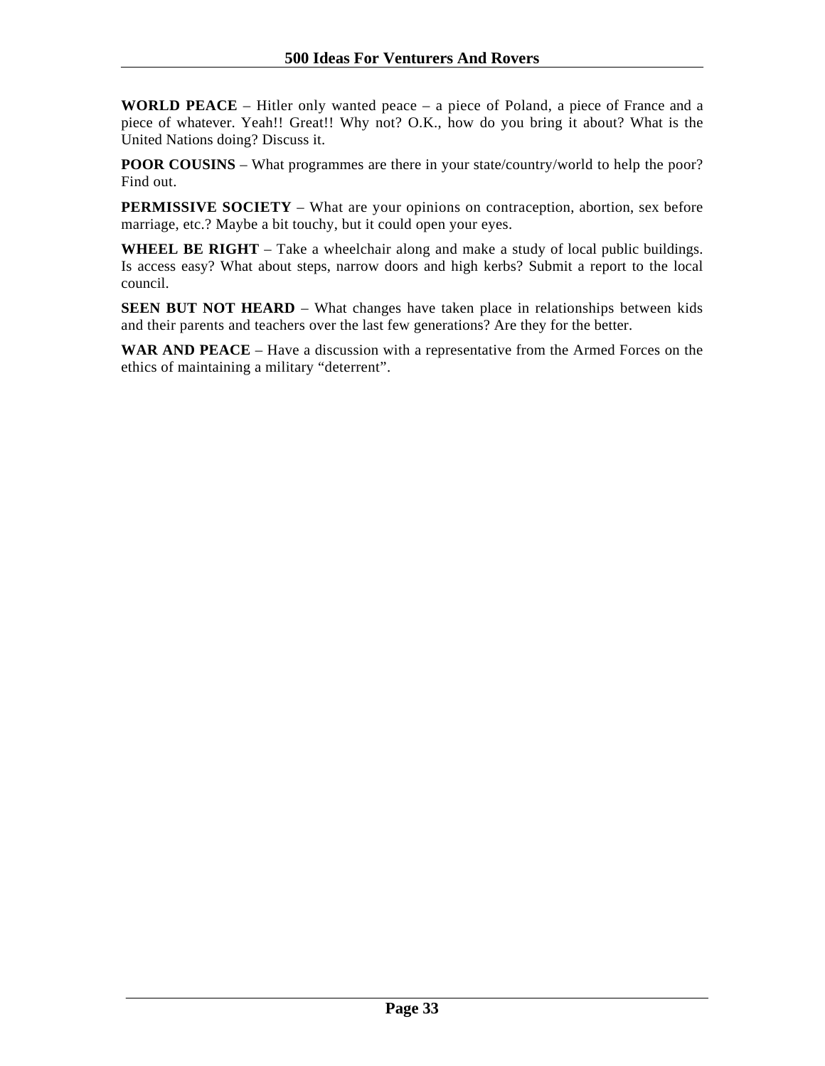**WORLD PEACE** – Hitler only wanted peace – a piece of Poland, a piece of France and a piece of whatever. Yeah!! Great!! Why not? O.K., how do you bring it about? What is the United Nations doing? Discuss it.

**POOR COUSINS** – What programmes are there in your state/country/world to help the poor? Find out.

**PERMISSIVE SOCIETY** – What are your opinions on contraception, abortion, sex before marriage, etc.? Maybe a bit touchy, but it could open your eyes.

**WHEEL BE RIGHT** – Take a wheelchair along and make a study of local public buildings. Is access easy? What about steps, narrow doors and high kerbs? Submit a report to the local council.

**SEEN BUT NOT HEARD** – What changes have taken place in relationships between kids and their parents and teachers over the last few generations? Are they for the better.

**WAR AND PEACE** – Have a discussion with a representative from the Armed Forces on the ethics of maintaining a military “deterrent”.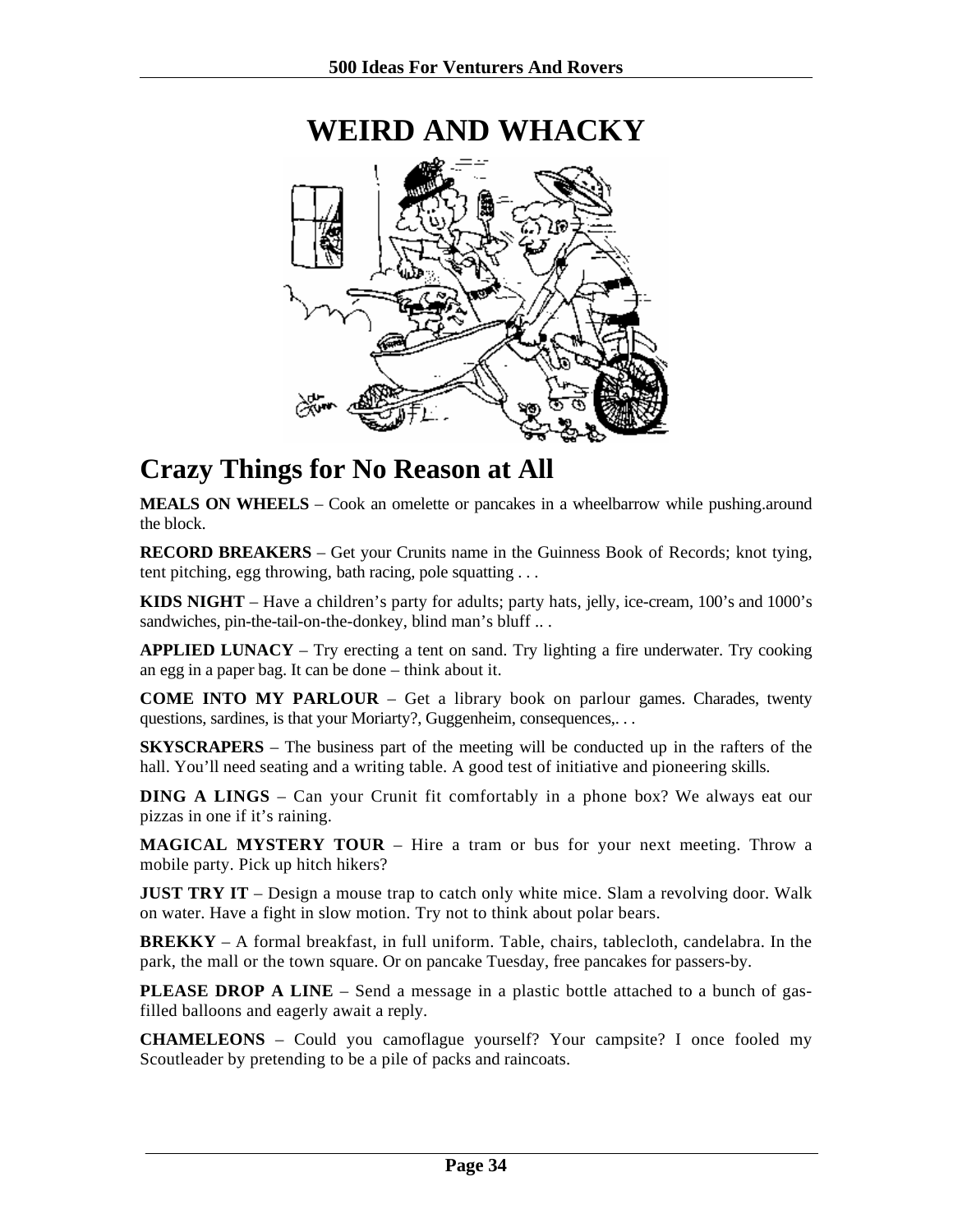# WEIRD AND WHACKY

## Crazy Things for No Reason at All

**MEALS ON WHEELS** – Cook an omelette or pancakes in a wheelbarrow while pushing.around the block.

**RECORD BREAKERS** – Get your Crunits name in the Guinness Book of Records; knot tying, tent pitching, egg throwing, bath racing, pole squatting . . .

**KIDS NIGHT** – Have a children's party for adults; party hats, jelly, ice-cream, 100's and 1000's sandwiches, pin-the-tail-on-the-donkey, blind man's bluff .. .

**APPLIED LUNACY** – Try erecting a tent on sand. Try lighting a fire underwater. Try cooking an egg in a paper bag. It can be done – think about it.

**COME INTO MY PARLOUR** – Get a library book on parlour games. Charades, twenty questions, sardines, is that your Moriarty?, Guggenheim, consequences,. . .

**SKYSCRAPERS** – The business part of the meeting will be conducted up in the rafters of the hall. You'll need seating and a writing table. A good test of initiative and pioneering skills.

**DING A LINGS** – Can your Crunit fit comfortably in a phone box? We always eat our pizzas in one if it's raining.

**MAGICAL MYSTERY TOUR** – Hire a tram or bus for your next meeting. Throw a mobile party. Pick up hitch hikers?

**JUST TRY IT** – Design a mouse trap to catch only white mice. Slam a revolving door. Walk on water. Have a fight in slow motion. Try not to think about polar bears.

**BREKKY** – A formal breakfast, in full uniform. Table, chairs, tablecloth, candelabra. In the park, the mall or the town square. Or on pancake Tuesday, free pancakes for passers-by.

**PLEASE DROP A LINE** – Send a message in a plastic bottle attached to a bunch of gas-filled balloons and eagerly await a reply.

**CHAMELEONS** – Could you camoflague yourself? Your campsite? I once fooled my Scoutleader by pretending to be a pile of packs and raincoats.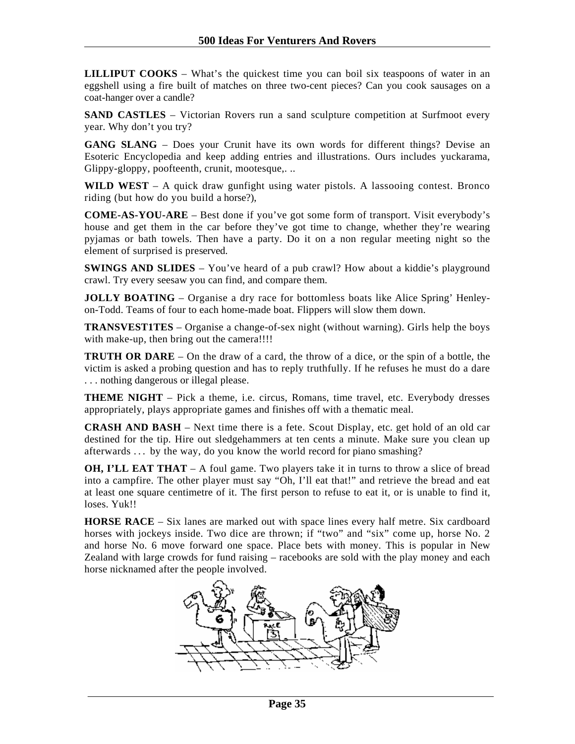**LILLIPUT COOKS** – What's the quickest time you can boil six teaspoons of water in an eggshell using a fire built of matches on three two-cent pieces? Can you cook sausages on a coat-hanger over a candle?

**SAND CASTLES** – Victorian Rovers run a sand sculpture competition at Surfmoot every year. Why don't you try?

**GANG SLANG** – Does your Crunit have its own words for different things? Devise an Esoteric Encyclopedia and keep adding entries and illustrations. Ours includes yuckarama, Glippy-gloppy, poofteenth, crunit, mootesque,. ..

**WILD WEST** – A quick draw gunfight using water pistols. A lassooing contest. Bronco riding (but how do you build a horse?),

**COME-AS-YOU-ARE** – Best done if you've got some form of transport. Visit everybody's house and get them in the car before they've got time to change, whether they're wearing pyjamas or bath towels. Then have a party. Do it on a non regular meeting night so the element of surprised is preserved.

**SWINGS AND SLIDES** – You've heard of a pub crawl? How about a kiddie's playground crawl. Try every seesaw you can find, and compare them.

**JOLLY BOATING** – Organise a dry race for bottomless boats like Alice Spring' Henley-on-Todd. Teams of four to each home-made boat. Flippers will slow them down.

**TRANSVEST1TES** – Organise a change-of-sex night (without warning). Girls help the boys with make-up, then bring out the camera!!!!

**TRUTH OR DARE** – On the draw of a card, the throw of a dice, or the spin of a bottle, the victim is asked a probing question and has to reply truthfully. If he refuses he must do a dare . . . nothing dangerous or illegal please.

**THEME NIGHT** – Pick a theme, i.e. circus, Romans, time travel, etc. Everybody dresses appropriately, plays appropriate games and finishes off with a thematic meal.

**CRASH AND BASH** – Next time there is a fete. Scout Display, etc. get hold of an old car destined for the tip. Hire out sledgehammers at ten cents a minute. Make sure you clean up afterwards . . . by the way, do you know the world record for piano smashing?

**OH, I'LL EAT THAT** – A foul game. Two players take it in turns to throw a slice of bread into a campfire. The other player must say "Oh, I'll eat that!" and retrieve the bread and eat at least one square centimetre of it. The first person to refuse to eat it, or is unable to find it, loses. Yuk!!

**HORSE RACE** – Six lanes are marked out with space lines every half metre. Six cardboard horses with jockeys inside. Two dice are thrown; if "two" and "six" come up, horse No. 2 and horse No. 6 move forward one space. Place bets with money. This is popular in New Zealand with large crowds for fund raising – racebooks are sold with the play money and each horse nicknamed after the people involved.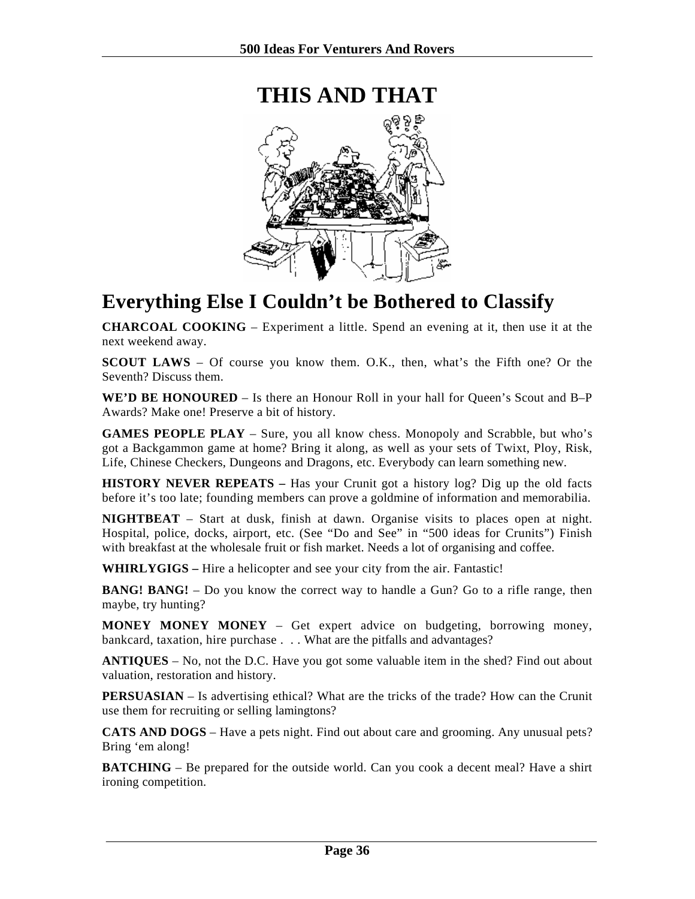# THIS AND THAT

## Everything Else I Couldn't be Bothered to Classify

**CHARCOAL COOKING** – Experiment a little. Spend an evening at it, then use it at the next weekend away.

**SCOUT LAWS** – Of course you know them. O.K., then, what's the Fifth one? Or the Seventh? Discuss them.

**WE'D BE HONOURED** – Is there an Honour Roll in your hall for Queen's Scout and B–P Awards? Make one! Preserve a bit of history.

**GAMES PEOPLE PLAY** – Sure, you all know chess. Monopoly and Scrabble, but who's got a Backgammon game at home? Bring it along, as well as your sets of Twixt, Ploy, Risk, Life, Chinese Checkers, Dungeons and Dragons, etc. Everybody can learn something new.

**HISTORY NEVER REPEATS –** Has your Crunit got a history log? Dig up the old facts before it's too late; founding members can prove a goldmine of information and memorabilia.

**NIGHTBEAT** – Start at dusk, finish at dawn. Organise visits to places open at night. Hospital, police, docks, airport, etc. (See "Do and See" in "500 ideas for Crunits") Finish with breakfast at the wholesale fruit or fish market. Needs a lot of organising and coffee.

**WHIRLYGIGS –** Hire a helicopter and see your city from the air. Fantastic!

**BANG! BANG!** – Do you know the correct way to handle a Gun? Go to a rifle range, then maybe, try hunting?

**MONEY MONEY MONEY** – Get expert advice on budgeting, borrowing money, bankcard, taxation, hire purchase . . . What are the pitfalls and advantages?

**ANTIQUES** – No, not the D.C. Have you got some valuable item in the shed? Find out about valuation, restoration and history.

**PERSUASIAN** – Is advertising ethical? What are the tricks of the trade? How can the Crunit use them for recruiting or selling lamingtons?

**CATS AND DOGS** – Have a pets night. Find out about care and grooming. Any unusual pets? Bring 'em along!

**BATCHING** – Be prepared for the outside world. Can you cook a decent meal? Have a shirt ironing competition.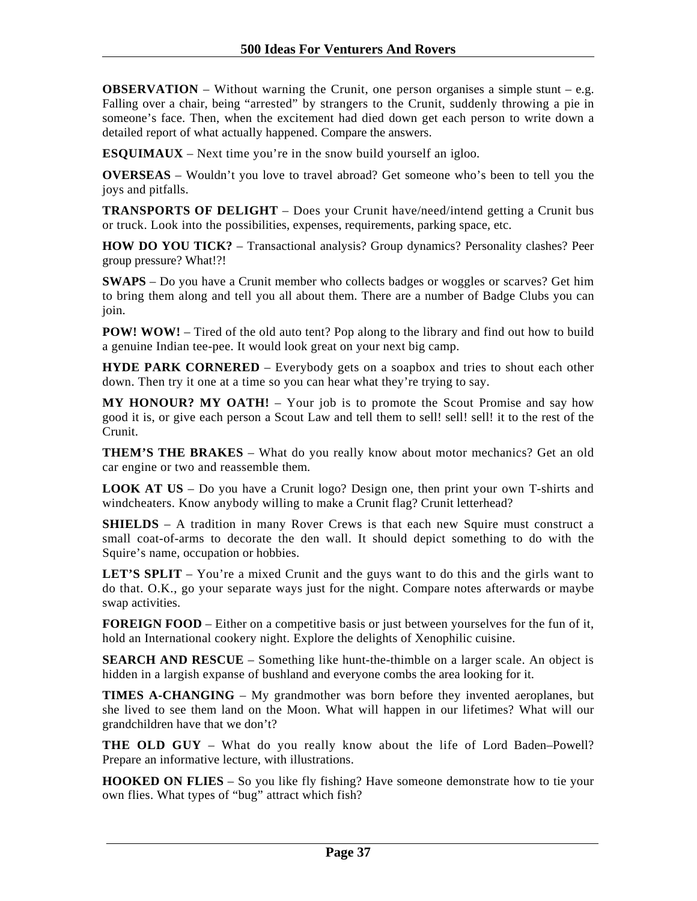**OBSERVATION** – Without warning the Crunit, one person organises a simple stunt – e.g. Falling over a chair, being "arrested" by strangers to the Crunit, suddenly throwing a pie in someone's face. Then, when the excitement had died down get each person to write down a detailed report of what actually happened. Compare the answers.

**ESQUIMAUX** – Next time you're in the snow build yourself an igloo.

**OVERSEAS** – Wouldn't you love to travel abroad? Get someone who's been to tell you the joys and pitfalls.

**TRANSPORTS OF DELIGHT** – Does your Crunit have/need/intend getting a Crunit bus or truck. Look into the possibilities, expenses, requirements, parking space, etc.

**HOW DO YOU TICK?** – Transactional analysis? Group dynamics? Personality clashes? Peer group pressure? What!?!

**SWAPS** – Do you have a Crunit member who collects badges or woggles or scarves? Get him to bring them along and tell you all about them. There are a number of Badge Clubs you can join.

**POW! WOW!** – Tired of the old auto tent? Pop along to the library and find out how to build a genuine Indian tee-pee. It would look great on your next big camp.

**HYDE PARK CORNERED** – Everybody gets on a soapbox and tries to shout each other down. Then try it one at a time so you can hear what they're trying to say.

**MY HONOUR? MY OATH!** – Your job is to promote the Scout Promise and say how good it is, or give each person a Scout Law and tell them to sell! sell! sell! it to the rest of the Crunit.

**THEM'S THE BRAKES** – What do you really know about motor mechanics? Get an old car engine or two and reassemble them.

**LOOK AT US** – Do you have a Crunit logo? Design one, then print your own T-shirts and windcheaters. Know anybody willing to make a Crunit flag? Crunit letterhead?

**SHIELDS** – A tradition in many Rover Crews is that each new Squire must construct a small coat-of-arms to decorate the den wall. It should depict something to do with the Squire's name, occupation or hobbies.

**LET'S SPLIT** – You're a mixed Crunit and the guys want to do this and the girls want to do that. O.K., go your separate ways just for the night. Compare notes afterwards or maybe swap activities.

**FOREIGN FOOD** – Either on a competitive basis or just between yourselves for the fun of it, hold an International cookery night. Explore the delights of Xenophilic cuisine.

**SEARCH AND RESCUE** – Something like hunt-the-thimble on a larger scale. An object is hidden in a largish expanse of bushland and everyone combs the area looking for it.

**TIMES A-CHANGING** – My grandmother was born before they invented aeroplanes, but she lived to see them land on the Moon. What will happen in our lifetimes? What will our grandchildren have that we don't?

**THE OLD GUY** – What do you really know about the life of Lord Baden–Powell? Prepare an informative lecture, with illustrations.

**HOOKED ON FLIES** – So you like fly fishing? Have someone demonstrate how to tie your own flies. What types of "bug" attract which fish?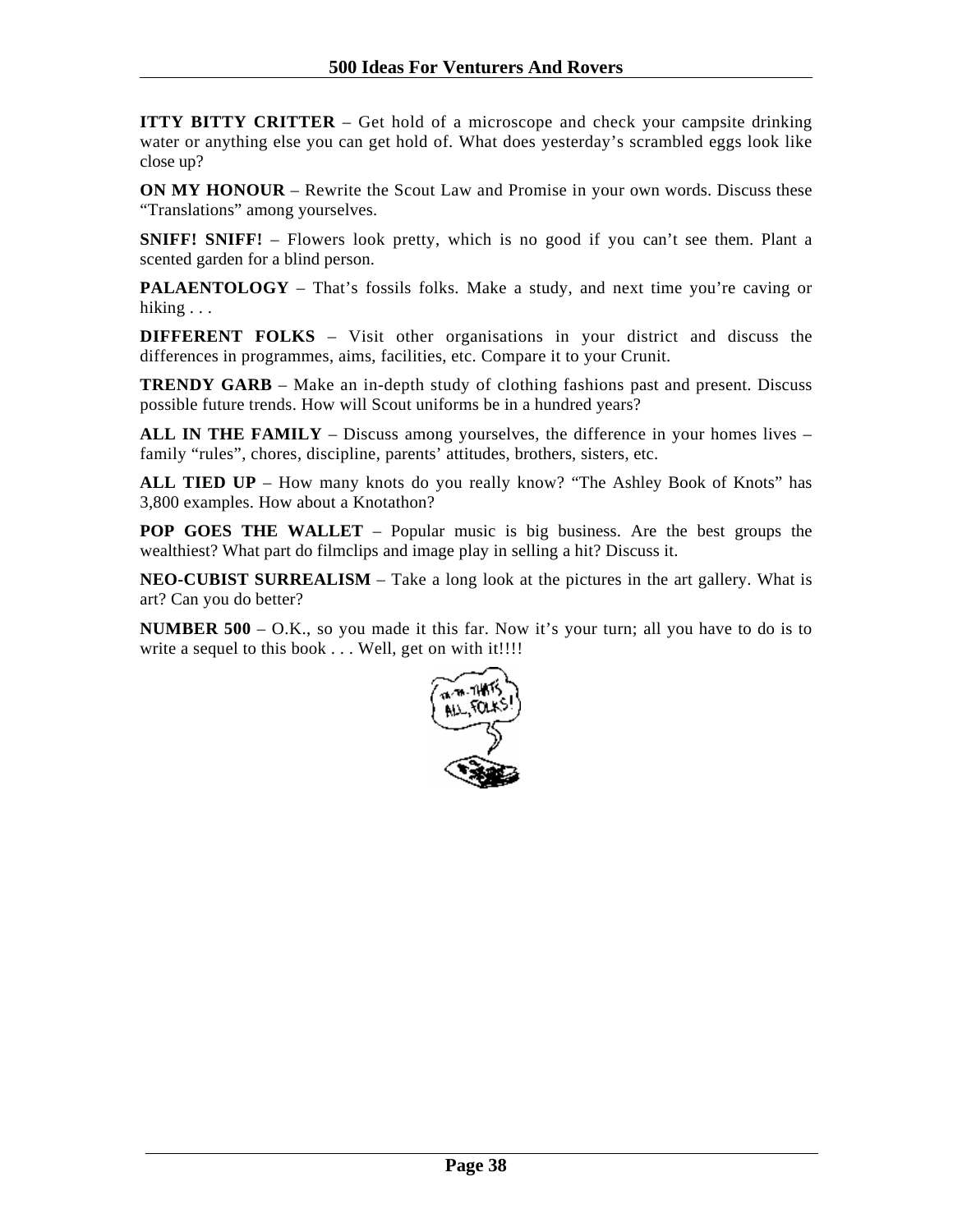**ITTY BITTY CRITTER** – Get hold of a microscope and check your campsite drinking water or anything else you can get hold of. What does yesterday's scrambled eggs look like close up?

**ON MY HONOUR** – Rewrite the Scout Law and Promise in your own words. Discuss these "Translations" among yourselves.

**SNIFF! SNIFF!** – Flowers look pretty, which is no good if you can't see them. Plant a scented garden for a blind person.

**PALAENTOLOGY** – That's fossils folks. Make a study, and next time you're caving or hiking . . .

**DIFFERENT FOLKS** – Visit other organisations in your district and discuss the differences in programmes, aims, facilities, etc. Compare it to your Crunit.

**TRENDY GARB** – Make an in-depth study of clothing fashions past and present. Discuss possible future trends. How will Scout uniforms be in a hundred years?

**ALL IN THE FAMILY** – Discuss among yourselves, the difference in your homes lives – family "rules", chores, discipline, parents' attitudes, brothers, sisters, etc.

**ALL TIED UP** – How many knots do you really know? "The Ashley Book of Knots" has 3,800 examples. How about a Knotathon?

**POP GOES THE WALLET** – Popular music is big business. Are the best groups the wealthiest? What part do filmclips and image play in selling a hit? Discuss it.

**NEO-CUBIST SURREALISM** – Take a long look at the pictures in the art gallery. What is art? Can you do better?

**NUMBER 500** – O.K., so you made it this far. Now it's your turn; all you have to do is to write a sequel to this book . . . Well, get on with it!!!!